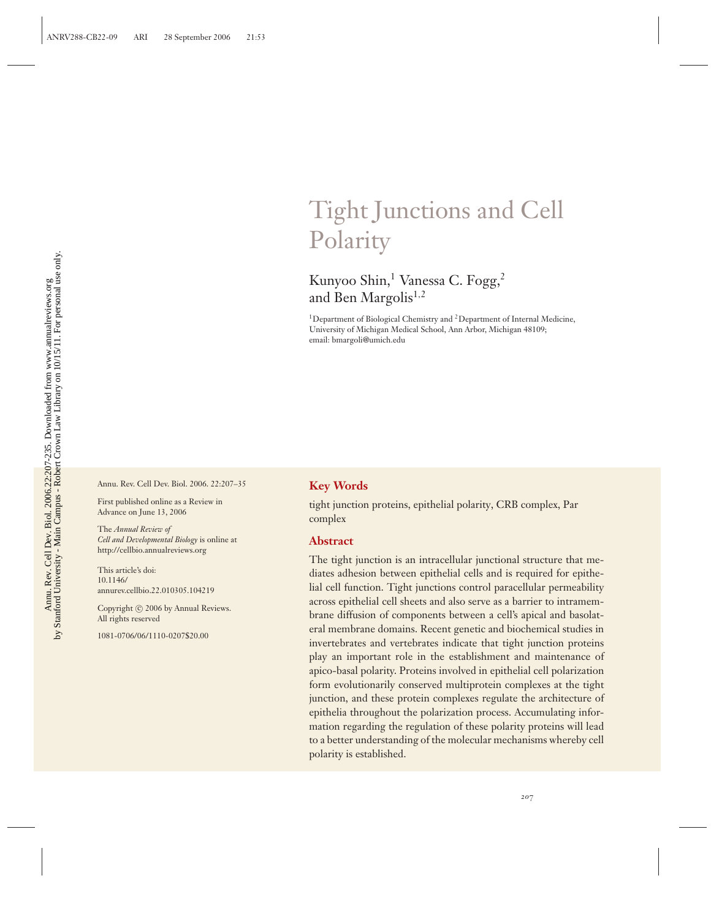# Tight Junctions and Cell Polarity

Kunyoo Shin,[1] Vanessa C. Fogg,[2] and Ben Margolis[1,2]

[1]Department of Biological Chemistry and [2]Department of Internal Medicine, University of Michigan Medical School, Ann Arbor, Michigan 48109; email: bmargoli@umich.edu

Annu. Rev. Cell Dev. Biol. 2006. 22:207–35

First published online as a Review in Advance on June 13, 2006

The *Annual Review of Cell and Developmental Biology* is online at http://cellbio.annualreviews.org

This article's doi: 10.1146/annurev.cellbio.22.010305.104219

Copyright © 2006 by Annual Reviews. All rights reserved

1081-0706/06/1110-0207$20.00

## Key Words

tight junction proteins, epithelial polarity, CRB complex, Par complex

## Abstract

The tight junction is an intracellular junctional structure that mediates adhesion between epithelial cells and is required for epithelial cell function. Tight junctions control paracellular permeability across epithelial cell sheets and also serve as a barrier to intramembrane diffusion of components between a cell's apical and basolateral membrane domains. Recent genetic and biochemical studies in invertebrates and vertebrates indicate that tight junction proteins play an important role in the establishment and maintenance of apico-basal polarity. Proteins involved in epithelial cell polarization form evolutionarily conserved multiprotein complexes at the tight junction, and these protein complexes regulate the architecture of epithelia throughout the polarization process. Accumulating information regarding the regulation of these polarity proteins will lead to a better understanding of the molecular mechanisms whereby cell polarity is established.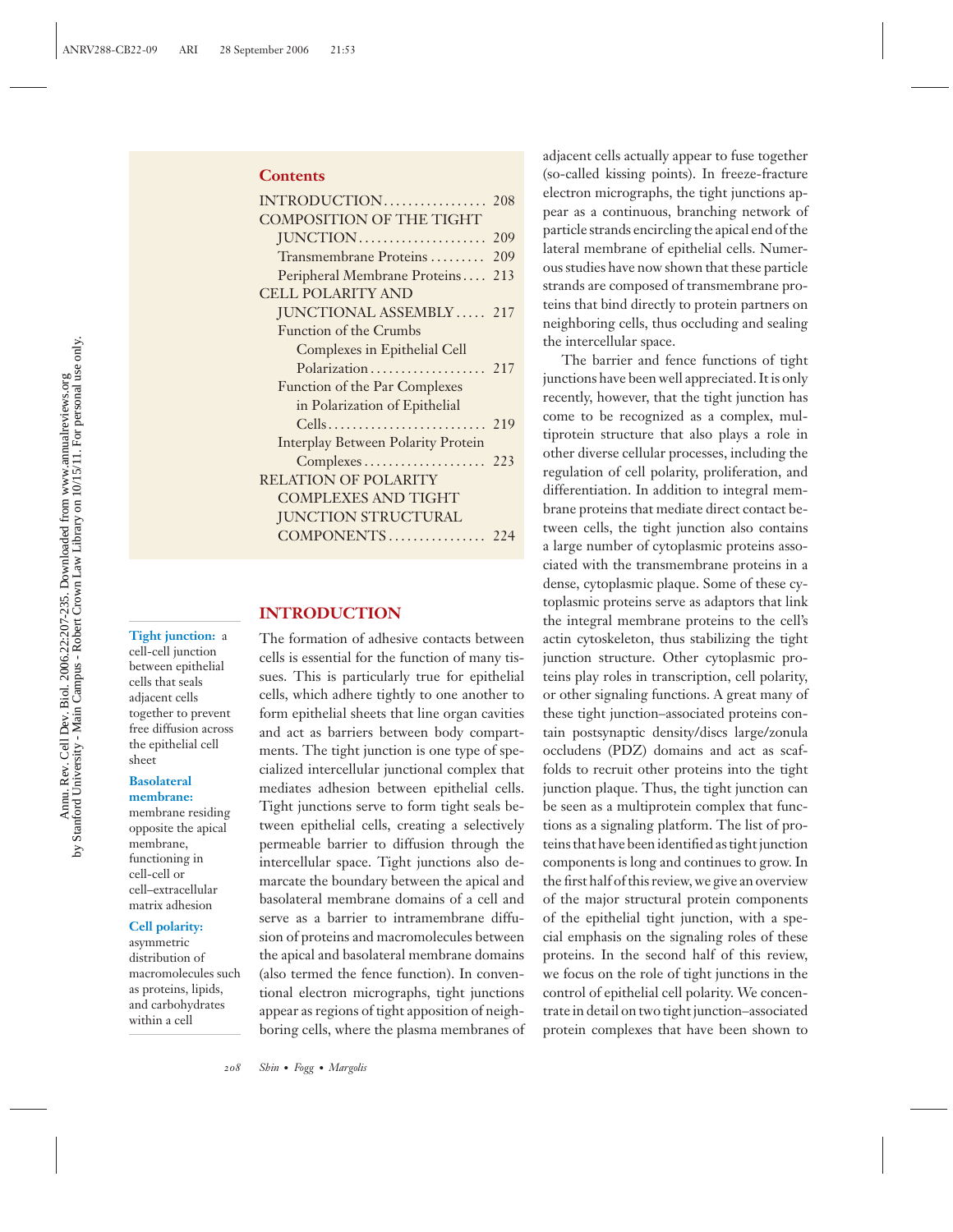## Contents

- INTRODUCTION .................. 208
- COMPOSITION OF THE TIGHT JUNCTION .................. 209
  - Transmembrane Proteins .................. 209
  - Peripheral Membrane Proteins .................. 213
- CELL POLARITY AND JUNCTIONAL ASSEMBLY .................. 217
  - Function of the Crumbs Complexes in Epithelial Cell Polarization .................. 217
  - Function of the Par Complexes in Polarization of Epithelial Cells .................. 219
  - Interplay Between Polarity Protein Complexes .................. 223
- RELATION OF POLARITY COMPLEXES AND TIGHT JUNCTION STRUCTURAL COMPONENTS .................. 224

**Tight junction:** a cell-cell junction between epithelial cells that seals adjacent cells together to prevent free diffusion across the epithelial cell sheet

**Basolateral membrane:** membrane residing opposite the apical membrane, functioning in cell-cell or cell–extracellular matrix adhesion

**Cell polarity:** asymmetric distribution of macromolecules such as proteins, lipids, and carbohydrates within a cell

## INTRODUCTION

The formation of adhesive contacts between cells is essential for the function of many tissues. This is particularly true for epithelial cells, which adhere tightly to one another to form epithelial sheets that line organ cavities and act as barriers between body compartments. The tight junction is one type of specialized intercellular junctional complex that mediates adhesion between epithelial cells. Tight junctions serve to form tight seals between epithelial cells, creating a selectively permeable barrier to diffusion through the intercellular space. Tight junctions also demarcate the boundary between the apical and basolateral membrane domains of a cell and serve as a barrier to intramembrane diffusion of proteins and macromolecules between the apical and basolateral membrane domains (also termed the fence function). In conventional electron micrographs, tight junctions appear as regions of tight apposition of neighboring cells, where the plasma membranes of adjacent cells actually appear to fuse together (so-called kissing points). In freeze-fracture electron micrographs, the tight junctions appear as a continuous, branching network of particle strands encircling the apical end of the lateral membrane of epithelial cells. Numerous studies have now shown that these particle strands are composed of transmembrane proteins that bind directly to protein partners on neighboring cells, thus occluding and sealing the intercellular space.

The barrier and fence functions of tight junctions have been well appreciated. It is only recently, however, that the tight junction has come to be recognized as a complex, multiprotein structure that also plays a role in other diverse cellular processes, including the regulation of cell polarity, proliferation, and differentiation. In addition to integral membrane proteins that mediate direct contact between cells, the tight junction also contains a large number of cytoplasmic proteins associated with the transmembrane proteins in a dense, cytoplasmic plaque. Some of these cytoplasmic proteins serve as adaptors that link the integral membrane proteins to the cell's actin cytoskeleton, thus stabilizing the tight junction structure. Other cytoplasmic proteins play roles in transcription, cell polarity, or other signaling functions. A great many of these tight junction–associated proteins contain postsynaptic density/discs large/zonula occludens (PDZ) domains and act as scaffolds to recruit other proteins into the tight junction plaque. Thus, the tight junction can be seen as a multiprotein complex that functions as a signaling platform. The list of proteins that have been identified as tight junction components is long and continues to grow. In the first half of this review, we give an overview of the major structural protein components of the epithelial tight junction, with a special emphasis on the signaling roles of these proteins. In the second half of this review, we focus on the role of tight junctions in the control of epithelial cell polarity. We concentrate in detail on two tight junction–associated protein complexes that have been shown to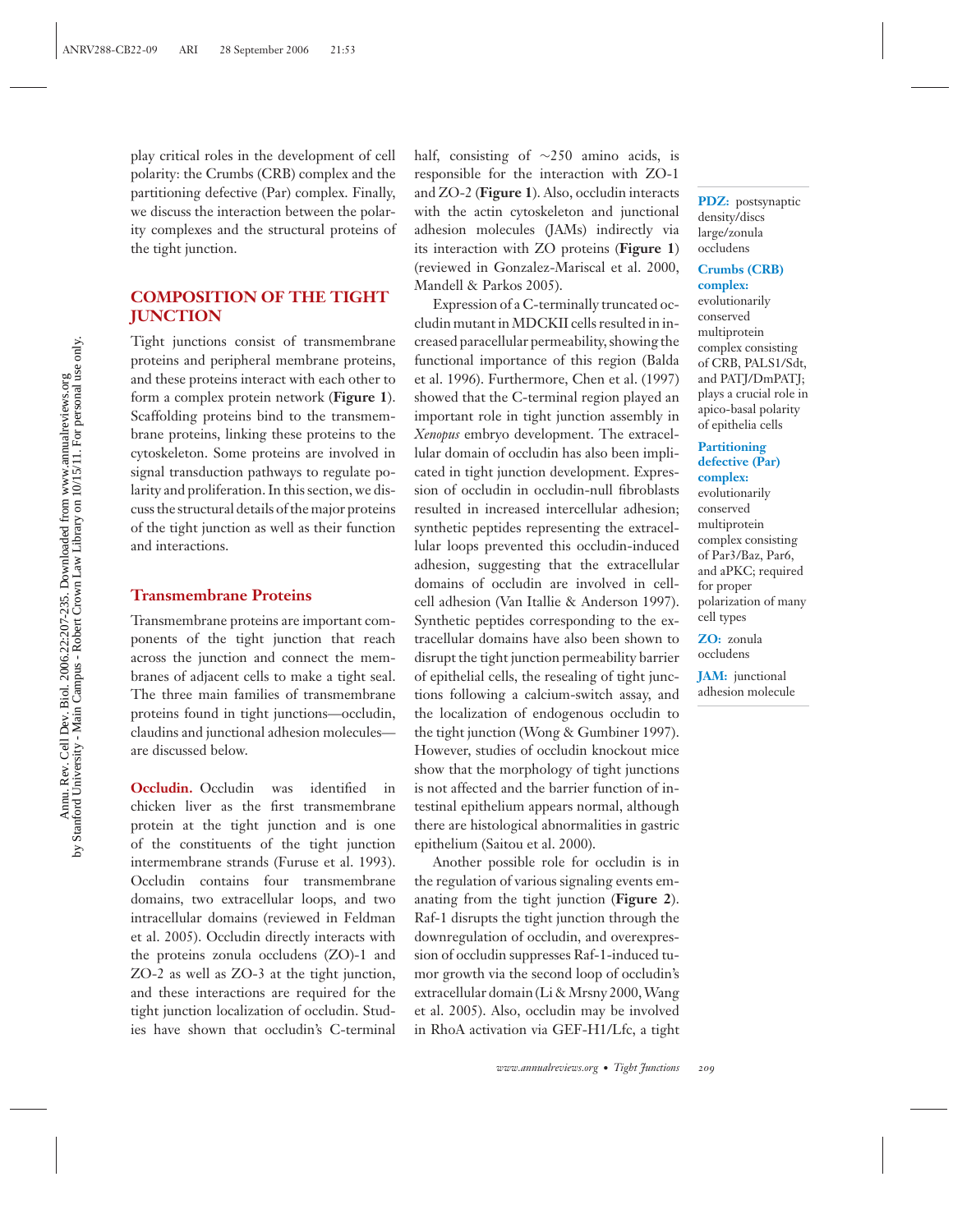play critical roles in the development of cell polarity: the Crumbs (CRB) complex and the partitioning defective (Par) complex. Finally, we discuss the interaction between the polarity complexes and the structural proteins of the tight junction.

## COMPOSITION OF THE TIGHT JUNCTION

Tight junctions consist of transmembrane proteins and peripheral membrane proteins, and these proteins interact with each other to form a complex protein network (**Figure 1**). Scaffolding proteins bind to the transmembrane proteins, linking these proteins to the cytoskeleton. Some proteins are involved in signal transduction pathways to regulate polarity and proliferation. In this section, we discuss the structural details of the major proteins of the tight junction as well as their function and interactions.

### Transmembrane Proteins

Transmembrane proteins are important components of the tight junction that reach across the junction and connect the membranes of adjacent cells to make a tight seal. The three main families of transmembrane proteins found in tight junctions—occludin, claudins and junctional adhesion molecules—are discussed below.

**Occludin.** Occludin was identified in chicken liver as the first transmembrane protein at the tight junction and is one of the constituents of the tight junction intermembrane strands (Furuse et al. 1993). Occludin contains four transmembrane domains, two extracellular loops, and two intracellular domains (reviewed in Feldman et al. 2005). Occludin directly interacts with the proteins zonula occludens (ZO)-1 and ZO-2 as well as ZO-3 at the tight junction, and these interactions are required for the tight junction localization of occludin. Studies have shown that occludin's C-terminal half, consisting of ~250 amino acids, is responsible for the interaction with ZO-1 and ZO-2 (**Figure 1**). Also, occludin interacts with the actin cytoskeleton and junctional adhesion molecules (JAMs) indirectly via its interaction with ZO proteins (**Figure 1**) (reviewed in Gonzalez-Mariscal et al. 2000, Mandell & Parkos 2005).

Expression of a C-terminally truncated occludin mutant in MDCKII cells resulted in increased paracellular permeability, showing the functional importance of this region (Balda et al. 1996). Furthermore, Chen et al. (1997) showed that the C-terminal region played an important role in tight junction assembly in *Xenopus* embryo development. The extracellular domain of occludin has also been implicated in tight junction development. Expression of occludin in occludin-null fibroblasts resulted in increased intercellular adhesion; synthetic peptides representing the extracellular loops prevented this occludin-induced adhesion, suggesting that the extracellular domains of occludin are involved in cell-cell adhesion (Van Itallie & Anderson 1997). Synthetic peptides corresponding to the extracellular domains have also been shown to disrupt the tight junction permeability barrier of epithelial cells, the resealing of tight junctions following a calcium-switch assay, and the localization of endogenous occludin to the tight junction (Wong & Gumbiner 1997). However, studies of occludin knockout mice show that the morphology of tight junctions is not affected and the barrier function of intestinal epithelium appears normal, although there are histological abnormalities in gastric epithelium (Saitou et al. 2000).

Another possible role for occludin is in the regulation of various signaling events emanating from the tight junction (**Figure 2**). Raf-1 disrupts the tight junction through the downregulation of occludin, and overexpression of occludin suppresses Raf-1-induced tumor growth via the second loop of occludin's extracellular domain (Li & Mrsny 2000, Wang et al. 2005). Also, occludin may be involved in RhoA activation via GEF-H1/Lfc, a tight

**PDZ:** postsynaptic density/discs large/zonula occludens

**Crumbs (CRB) complex:** evolutionarily conserved multiprotein complex consisting of CRB, PALS1/Sdt, and PATJ/DmPATJ; plays a crucial role in apico-basal polarity of epithelia cells

**Partitioning defective (Par) complex:** evolutionarily conserved multiprotein complex consisting of Par3/Baz, Par6, and aPKC; required for proper polarization of many cell types

**ZO:** zonula occludens

**JAM:** junctional adhesion molecule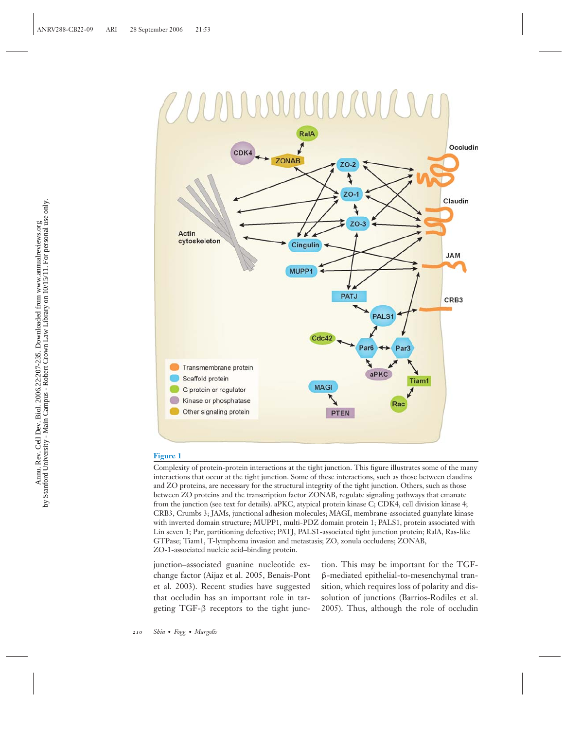**Figure 1**

Complexity of protein-protein interactions at the tight junction. This figure illustrates some of the many interactions that occur at the tight junction. Some of these interactions, such as those between claudins and ZO proteins, are necessary for the structural integrity of the tight junction. Others, such as those between ZO proteins and the transcription factor ZONAB, regulate signaling pathways that emanate from the junction (see text for details). aPKC, atypical protein kinase C; CDK4, cell division kinase 4; CRB3, Crumbs 3; JAMs, junctional adhesion molecules; MAGI, membrane-associated guanylate kinase with inverted domain structure; MUPP1, multi-PDZ domain protein 1; PALS1, protein associated with Lin seven 1; Par, partitioning defective; PATJ, PALS1-associated tight junction protein; RalA, Ras-like GTPase; Tiam1, T-lymphoma invasion and metastasis; ZO, zonula occludens; ZONAB, ZO-1-associated nucleic acid–binding protein.

junction–associated guanine nucleotide exchange factor (Aijaz et al. 2005, Benais-Pont et al. 2003). Recent studies have suggested that occludin has an important role in targeting TGF-β receptors to the tight junction. This may be important for the TGF-β-mediated epithelial-to-mesenchymal transition, which requires loss of polarity and dissolution of junctions (Barrios-Rodiles et al. 2005). Thus, although the role of occludin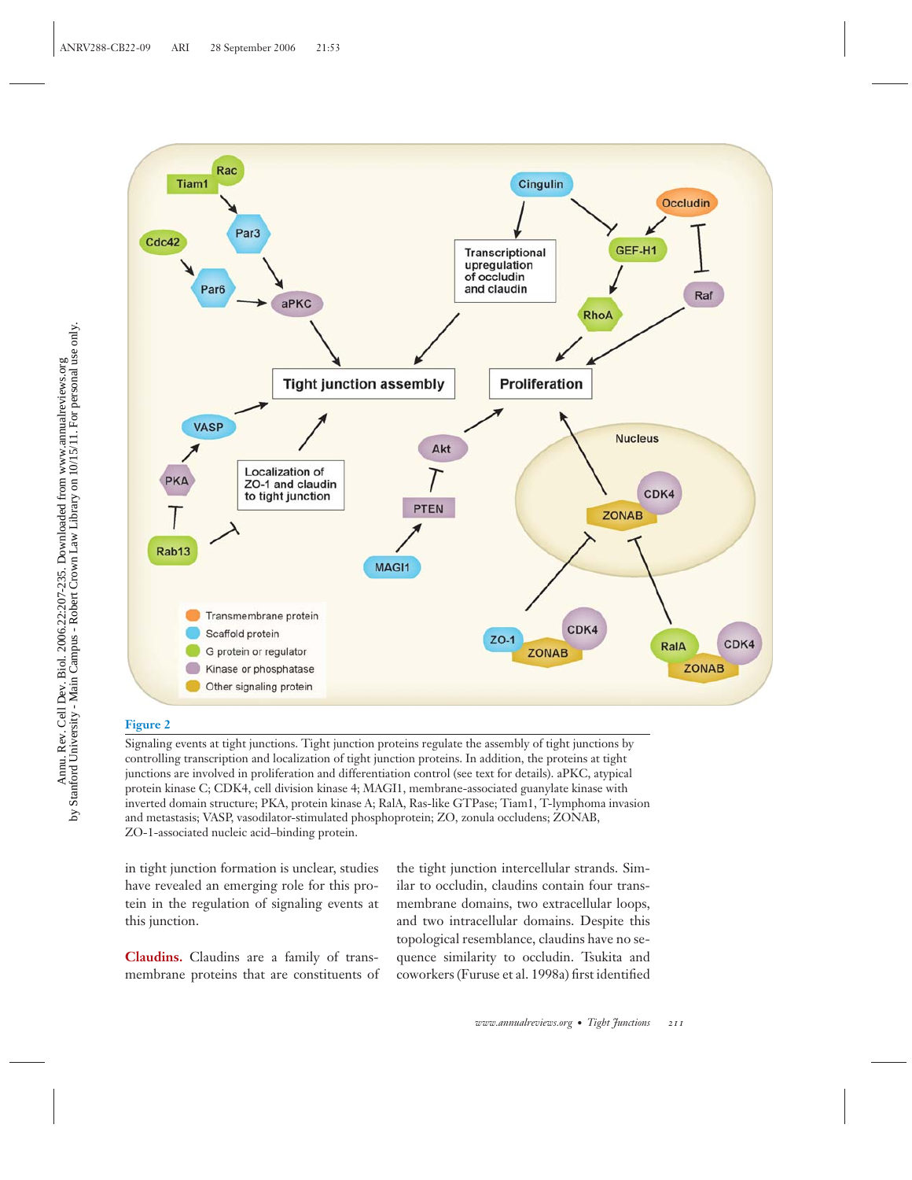**Figure 2**

Signaling events at tight junctions. Tight junction proteins regulate the assembly of tight junctions by controlling transcription and localization of tight junction proteins. In addition, the proteins at tight junctions are involved in proliferation and differentiation control (see text for details). aPKC, atypical protein kinase C; CDK4, cell division kinase 4; MAGI1, membrane-associated guanylate kinase with inverted domain structure; PKA, protein kinase A; RalA, Ras-like GTPase; Tiam1, T-lymphoma invasion and metastasis; VASP, vasodilator-stimulated phosphoprotein; ZO, zonula occludens; ZONAB, ZO-1-associated nucleic acid–binding protein.

in tight junction formation is unclear, studies have revealed an emerging role for this protein in the regulation of signaling events at this junction.

**Claudins.** Claudins are a family of transmembrane proteins that are constituents of the tight junction intercellular strands. Similar to occludin, claudins contain four transmembrane domains, two extracellular loops, and two intracellular domains. Despite this topological resemblance, claudins have no sequence similarity to occludin. Tsukita and coworkers (Furuse et al. 1998a) first identified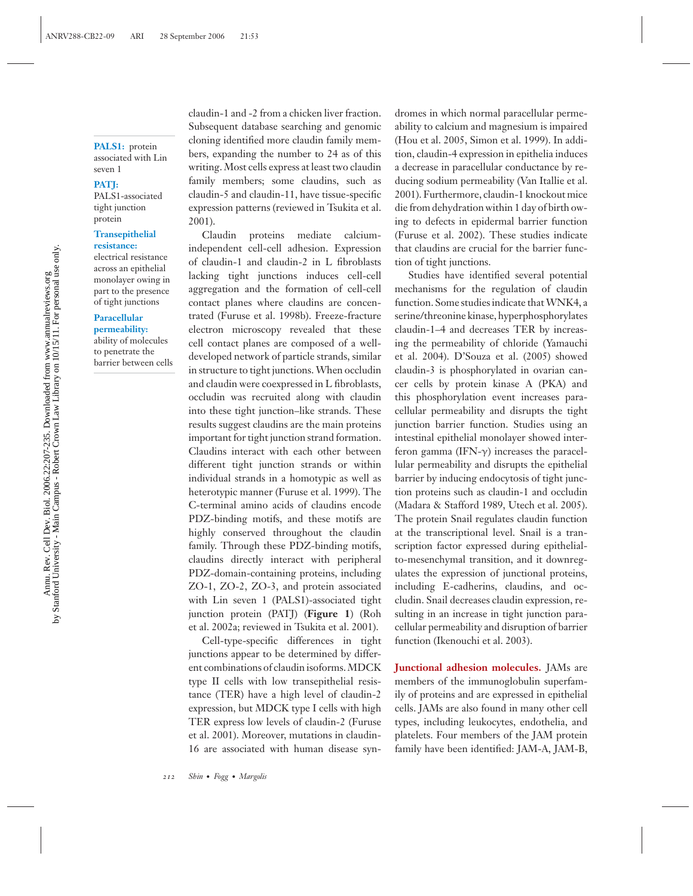claudin-1 and -2 from a chicken liver fraction. Subsequent database searching and genomic cloning identified more claudin family members, expanding the number to 24 as of this writing. Most cells express at least two claudin family members; some claudins, such as claudin-5 and claudin-11, have tissue-specific expression patterns (reviewed in Tsukita et al. 2001).

**PALS1:** protein associated with Lin seven 1

**PATJ:** PALS1-associated tight junction protein

**Transepithelial resistance:** electrical resistance across an epithelial monolayer owing in part to the presence of tight junctions

**Paracellular permeability:** ability of molecules to penetrate the barrier between cells

Claudin proteins mediate calcium-independent cell-cell adhesion. Expression of claudin-1 and claudin-2 in L fibroblasts lacking tight junctions induces cell-cell aggregation and the formation of cell-cell contact planes where claudins are concentrated (Furuse et al. 1998b). Freeze-fracture electron microscopy revealed that these cell contact planes are composed of a well-developed network of particle strands, similar in structure to tight junctions. When occludin and claudin were coexpressed in L fibroblasts, occludin was recruited along with claudin into these tight junction–like strands. These results suggest claudins are the main proteins important for tight junction strand formation. Claudins interact with each other between different tight junction strands or within individual strands in a homotypic as well as heterotypic manner (Furuse et al. 1999). The C-terminal amino acids of claudins encode PDZ-binding motifs, and these motifs are highly conserved throughout the claudin family. Through these PDZ-binding motifs, claudins directly interact with peripheral PDZ-domain-containing proteins, including ZO-1, ZO-2, ZO-3, and protein associated with Lin seven 1 (PALS1)-associated tight junction protein (PATJ) (**Figure 1**) (Roh et al. 2002a; reviewed in Tsukita et al. 2001).

Cell-type-specific differences in tight junctions appear to be determined by different combinations of claudin isoforms. MDCK type II cells with low transepithelial resistance (TER) have a high level of claudin-2 expression, but MDCK type I cells with high TER express low levels of claudin-2 (Furuse et al. 2001). Moreover, mutations in claudin-16 are associated with human disease syndromes in which normal paracellular permeability to calcium and magnesium is impaired (Hou et al. 2005, Simon et al. 1999). In addition, claudin-4 expression in epithelia induces a decrease in paracellular conductance by reducing sodium permeability (Van Itallie et al. 2001). Furthermore, claudin-1 knockout mice die from dehydration within 1 day of birth owing to defects in epidermal barrier function (Furuse et al. 2002). These studies indicate that claudins are crucial for the barrier function of tight junctions.

Studies have identified several potential mechanisms for the regulation of claudin function. Some studies indicate that WNK4, a serine/threonine kinase, hyperphosphorylates claudin-1–4 and decreases TER by increasing the permeability of chloride (Yamauchi et al. 2004). D'Souza et al. (2005) showed claudin-3 is phosphorylated in ovarian cancer cells by protein kinase A (PKA) and this phosphorylation event increases paracellular permeability and disrupts the tight junction barrier function. Studies using an intestinal epithelial monolayer showed interferon gamma (IFN-γ) increases the paracellular permeability and disrupts the epithelial barrier by inducing endocytosis of tight junction proteins such as claudin-1 and occludin (Madara & Stafford 1989, Utech et al. 2005). The protein Snail regulates claudin function at the transcriptional level. Snail is a transcription factor expressed during epithelial-to-mesenchymal transition, and it downregulates the expression of junctional proteins, including E-cadherins, claudins, and occludin. Snail decreases claudin expression, resulting in an increase in tight junction paracellular permeability and disruption of barrier function (Ikenouchi et al. 2003).

**Junctional adhesion molecules.** JAMs are members of the immunoglobulin superfamily of proteins and are expressed in epithelial cells. JAMs are also found in many other cell types, including leukocytes, endothelia, and platelets. Four members of the JAM protein family have been identified: JAM-A, JAM-B,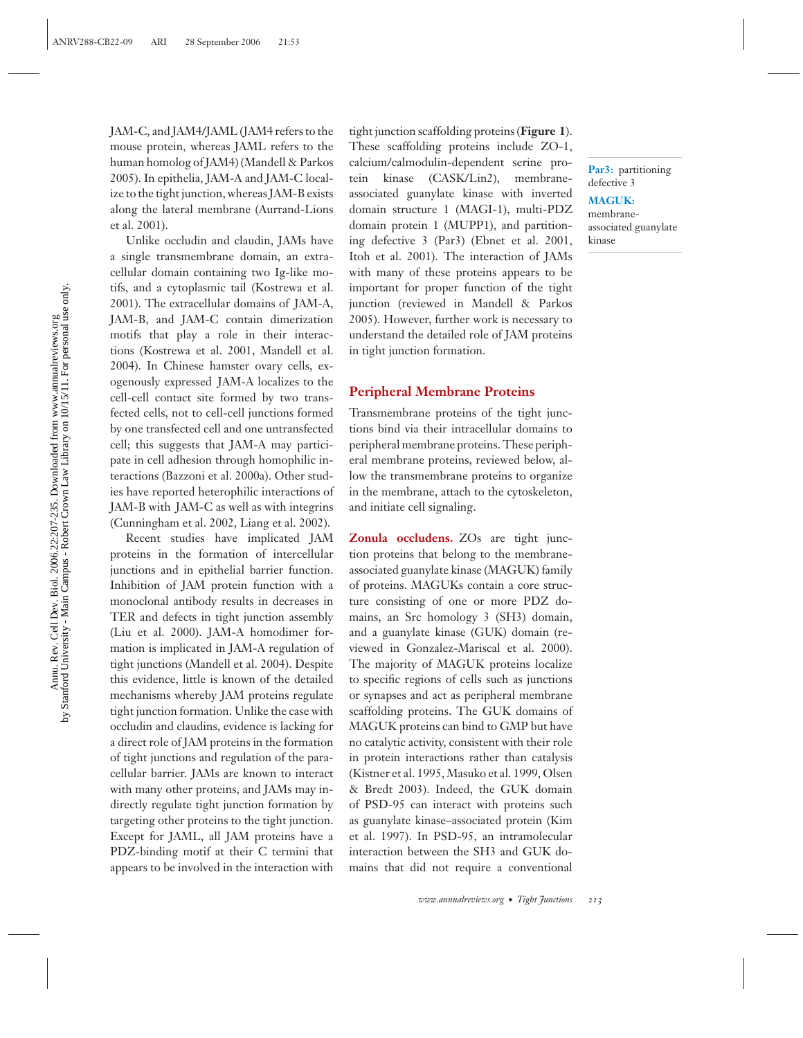JAM-C, and JAM4/JAML (JAM4 refers to the mouse protein, whereas JAML refers to the human homolog of JAM4) (Mandell & Parkos 2005). In epithelia, JAM-A and JAM-C localize to the tight junction, whereas JAM-B exists along the lateral membrane (Aurrand-Lions et al. 2001).

Unlike occludin and claudin, JAMs have a single transmembrane domain, an extracellular domain containing two Ig-like motifs, and a cytoplasmic tail (Kostrewa et al. 2001). The extracellular domains of JAM-A, JAM-B, and JAM-C contain dimerization motifs that play a role in their interactions (Kostrewa et al. 2001, Mandell et al. 2004). In Chinese hamster ovary cells, exogenously expressed JAM-A localizes to the cell-cell contact site formed by two transfected cells, not to cell-cell junctions formed by one transfected cell and one untransfected cell; this suggests that JAM-A may participate in cell adhesion through homophilic interactions (Bazzoni et al. 2000a). Other studies have reported heterophilic interactions of JAM-B with JAM-C as well as with integrins (Cunningham et al. 2002, Liang et al. 2002).

Recent studies have implicated JAM proteins in the formation of intercellular junctions and in epithelial barrier function. Inhibition of JAM protein function with a monoclonal antibody results in decreases in TER and defects in tight junction assembly (Liu et al. 2000). JAM-A homodimer formation is implicated in JAM-A regulation of tight junctions (Mandell et al. 2004). Despite this evidence, little is known of the detailed mechanisms whereby JAM proteins regulate tight junction formation. Unlike the case with occludin and claudins, evidence is lacking for a direct role of JAM proteins in the formation of tight junctions and regulation of the paracellular barrier. JAMs are known to interact with many other proteins, and JAMs may indirectly regulate tight junction formation by targeting other proteins to the tight junction. Except for JAML, all JAM proteins have a PDZ-binding motif at their C termini that appears to be involved in the interaction with tight junction scaffolding proteins (**Figure 1**). These scaffolding proteins include ZO-1, calcium/calmodulin-dependent serine protein kinase (CASK/Lin2), membrane-associated guanylate kinase with inverted domain structure 1 (MAGI-1), multi-PDZ domain protein 1 (MUPP1), and partitioning defective 3 (Par3) (Ebnet et al. 2001, Itoh et al. 2001). The interaction of JAMs with many of these proteins appears to be important for proper function of the tight junction (reviewed in Mandell & Parkos 2005). However, further work is necessary to understand the detailed role of JAM proteins in tight junction formation.

**Par3:** partitioning defective 3

**MAGUK:** membrane-associated guanylate kinase

## Peripheral Membrane Proteins

Transmembrane proteins of the tight junctions bind via their intracellular domains to peripheral membrane proteins. These peripheral membrane proteins, reviewed below, allow the transmembrane proteins to organize in the membrane, attach to the cytoskeleton, and initiate cell signaling.

**Zonula occludens.** ZOs are tight junction proteins that belong to the membrane-associated guanylate kinase (MAGUK) family of proteins. MAGUKs contain a core structure consisting of one or more PDZ domains, an Src homology 3 (SH3) domain, and a guanylate kinase (GUK) domain (reviewed in Gonzalez-Mariscal et al. 2000). The majority of MAGUK proteins localize to specific regions of cells such as junctions or synapses and act as peripheral membrane scaffolding proteins. The GUK domains of MAGUK proteins can bind to GMP but have no catalytic activity, consistent with their role in protein interactions rather than catalysis (Kistner et al. 1995, Masuko et al. 1999, Olsen & Bredt 2003). Indeed, the GUK domain of PSD-95 can interact with proteins such as guanylate kinase–associated protein (Kim et al. 1997). In PSD-95, an intramolecular interaction between the SH3 and GUK domains that did not require a conventional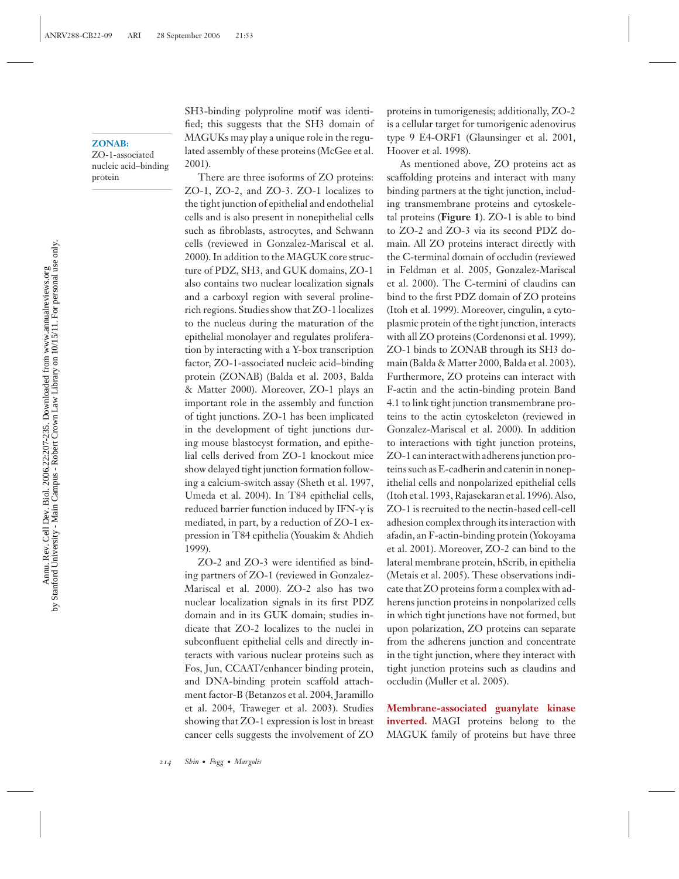SH3-binding polyproline motif was identified; this suggests that the SH3 domain of MAGUKs may play a unique role in the regulated assembly of these proteins (McGee et al. 2001).

**ZONAB:** ZO-1-associated nucleic acid–binding protein

There are three isoforms of ZO proteins: ZO-1, ZO-2, and ZO-3. ZO-1 localizes to the tight junction of epithelial and endothelial cells and is also present in nonepithelial cells such as fibroblasts, astrocytes, and Schwann cells (reviewed in Gonzalez-Mariscal et al. 2000). In addition to the MAGUK core structure of PDZ, SH3, and GUK domains, ZO-1 also contains two nuclear localization signals and a carboxyl region with several proline-rich regions. Studies show that ZO-1 localizes to the nucleus during the maturation of the epithelial monolayer and regulates proliferation by interacting with a Y-box transcription factor, ZO-1-associated nucleic acid–binding protein (ZONAB) (Balda et al. 2003, Balda & Matter 2000). Moreover, ZO-1 plays an important role in the assembly and function of tight junctions. ZO-1 has been implicated in the development of tight junctions during mouse blastocyst formation, and epithelial cells derived from ZO-1 knockout mice show delayed tight junction formation following a calcium-switch assay (Sheth et al. 1997, Umeda et al. 2004). In T84 epithelial cells, reduced barrier function induced by IFN-$\gamma$ is mediated, in part, by a reduction of ZO-1 expression in T84 epithelia (Youakim & Ahdieh 1999).

ZO-2 and ZO-3 were identified as binding partners of ZO-1 (reviewed in Gonzalez-Mariscal et al. 2000). ZO-2 also has two nuclear localization signals in its first PDZ domain and in its GUK domain; studies indicate that ZO-2 localizes to the nuclei in subconfluent epithelial cells and directly interacts with various nuclear proteins such as Fos, Jun, CCAAT/enhancer binding protein, and DNA-binding protein scaffold attachment factor-B (Betanzos et al. 2004, Jaramillo et al. 2004, Traweger et al. 2003). Studies showing that ZO-1 expression is lost in breast cancer cells suggests the involvement of ZO proteins in tumorigenesis; additionally, ZO-2 is a cellular target for tumorigenic adenovirus type 9 E4-ORF1 (Glaunsinger et al. 2001, Hoover et al. 1998).

As mentioned above, ZO proteins act as scaffolding proteins and interact with many binding partners at the tight junction, including transmembrane proteins and cytoskeletal proteins (**Figure 1**). ZO-1 is able to bind to ZO-2 and ZO-3 via its second PDZ domain. All ZO proteins interact directly with the C-terminal domain of occludin (reviewed in Feldman et al. 2005, Gonzalez-Mariscal et al. 2000). The C-termini of claudins can bind to the first PDZ domain of ZO proteins (Itoh et al. 1999). Moreover, cingulin, a cytoplasmic protein of the tight junction, interacts with all ZO proteins (Cordenonsi et al. 1999). ZO-1 binds to ZONAB through its SH3 domain (Balda & Matter 2000, Balda et al. 2003). Furthermore, ZO proteins can interact with F-actin and the actin-binding protein Band 4.1 to link tight junction transmembrane proteins to the actin cytoskeleton (reviewed in Gonzalez-Mariscal et al. 2000). In addition to interactions with tight junction proteins, ZO-1 can interact with adherens junction proteins such as E-cadherin and catenin in nonepithelial cells and nonpolarized epithelial cells (Itoh et al. 1993, Rajasekaran et al. 1996). Also, ZO-1 is recruited to the nectin-based cell-cell adhesion complex through its interaction with afadin, an F-actin-binding protein (Yokoyama et al. 2001). Moreover, ZO-2 can bind to the lateral membrane protein, hScrib, in epithelia (Metais et al. 2005). These observations indicate that ZO proteins form a complex with adherens junction proteins in nonpolarized cells in which tight junctions have not formed, but upon polarization, ZO proteins can separate from the adherens junction and concentrate in the tight junction, where they interact with tight junction proteins such as claudins and occludin (Muller et al. 2005).

**Membrane-associated guanylate kinase inverted.** MAGI proteins belong to the MAGUK family of proteins but have three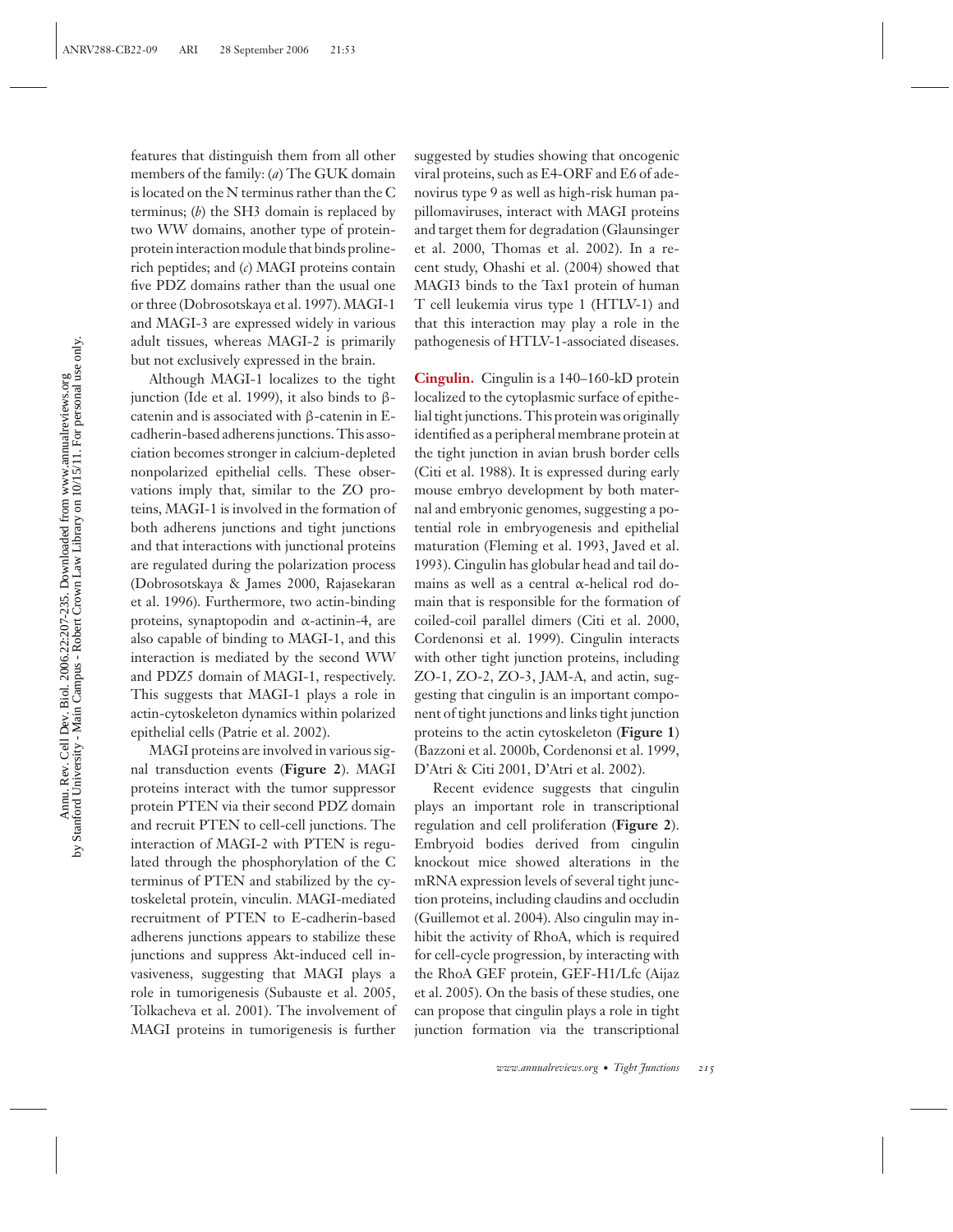features that distinguish them from all other members of the family: (*a*) The GUK domain is located on the N terminus rather than the C terminus; (*b*) the SH3 domain is replaced by two WW domains, another type of protein-protein interaction module that binds proline-rich peptides; and (*c*) MAGI proteins contain five PDZ domains rather than the usual one or three (Dobrosotskaya et al. 1997). MAGI-1 and MAGI-3 are expressed widely in various adult tissues, whereas MAGI-2 is primarily but not exclusively expressed in the brain.

Although MAGI-1 localizes to the tight junction (Ide et al. 1999), it also binds to β-catenin and is associated with β-catenin in E-cadherin-based adherens junctions. This association becomes stronger in calcium-depleted nonpolarized epithelial cells. These observations imply that, similar to the ZO proteins, MAGI-1 is involved in the formation of both adherens junctions and tight junctions and that interactions with junctional proteins are regulated during the polarization process (Dobrosotskaya & James 2000, Rajasekaran et al. 1996). Furthermore, two actin-binding proteins, synaptopodin and α-actinin-4, are also capable of binding to MAGI-1, and this interaction is mediated by the second WW and PDZ5 domain of MAGI-1, respectively. This suggests that MAGI-1 plays a role in actin-cytoskeleton dynamics within polarized epithelial cells (Patrie et al. 2002).

MAGI proteins are involved in various signal transduction events (**Figure 2**). MAGI proteins interact with the tumor suppressor protein PTEN via their second PDZ domain and recruit PTEN to cell-cell junctions. The interaction of MAGI-2 with PTEN is regulated through the phosphorylation of the C terminus of PTEN and stabilized by the cytoskeletal protein, vinculin. MAGI-mediated recruitment of PTEN to E-cadherin-based adherens junctions appears to stabilize these junctions and suppress Akt-induced cell invasiveness, suggesting that MAGI plays a role in tumorigenesis (Subauste et al. 2005, Tolkacheva et al. 2001). The involvement of MAGI proteins in tumorigenesis is further suggested by studies showing that oncogenic viral proteins, such as E4-ORF and E6 of adenovirus type 9 as well as high-risk human papillomaviruses, interact with MAGI proteins and target them for degradation (Glaunsinger et al. 2000, Thomas et al. 2002). In a recent study, Ohashi et al. (2004) showed that MAGI3 binds to the Tax1 protein of human T cell leukemia virus type 1 (HTLV-1) and that this interaction may play a role in the pathogenesis of HTLV-1-associated diseases.

**Cingulin.** Cingulin is a 140–160-kD protein localized to the cytoplasmic surface of epithelial tight junctions. This protein was originally identified as a peripheral membrane protein at the tight junction in avian brush border cells (Citi et al. 1988). It is expressed during early mouse embryo development by both maternal and embryonic genomes, suggesting a potential role in embryogenesis and epithelial maturation (Fleming et al. 1993, Javed et al. 1993). Cingulin has globular head and tail domains as well as a central α-helical rod domain that is responsible for the formation of coiled-coil parallel dimers (Citi et al. 2000, Cordenonsi et al. 1999). Cingulin interacts with other tight junction proteins, including ZO-1, ZO-2, ZO-3, JAM-A, and actin, suggesting that cingulin is an important component of tight junctions and links tight junction proteins to the actin cytoskeleton (**Figure 1**) (Bazzoni et al. 2000b, Cordenonsi et al. 1999, D'Atri & Citi 2001, D'Atri et al. 2002).

Recent evidence suggests that cingulin plays an important role in transcriptional regulation and cell proliferation (**Figure 2**). Embryoid bodies derived from cingulin knockout mice showed alterations in the mRNA expression levels of several tight junction proteins, including claudins and occludin (Guillemot et al. 2004). Also cingulin may inhibit the activity of RhoA, which is required for cell-cycle progression, by interacting with the RhoA GEF protein, GEF-H1/Lfc (Aijaz et al. 2005). On the basis of these studies, one can propose that cingulin plays a role in tight junction formation via the transcriptional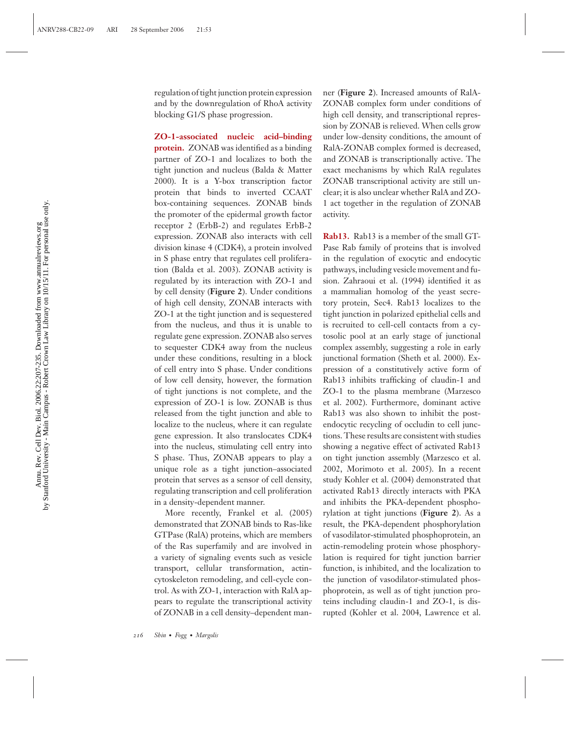regulation of tight junction protein expression and by the downregulation of RhoA activity blocking G1/S phase progression.

**ZO-1-associated nucleic acid–binding protein.** ZONAB was identified as a binding partner of ZO-1 and localizes to both the tight junction and nucleus (Balda & Matter 2000). It is a Y-box transcription factor protein that binds to inverted CCAAT box-containing sequences. ZONAB binds the promoter of the epidermal growth factor receptor 2 (ErbB-2) and regulates ErbB-2 expression. ZONAB also interacts with cell division kinase 4 (CDK4), a protein involved in S phase entry that regulates cell proliferation (Balda et al. 2003). ZONAB activity is regulated by its interaction with ZO-1 and by cell density (**Figure 2**). Under conditions of high cell density, ZONAB interacts with ZO-1 at the tight junction and is sequestered from the nucleus, and thus it is unable to regulate gene expression. ZONAB also serves to sequester CDK4 away from the nucleus under these conditions, resulting in a block of cell entry into S phase. Under conditions of low cell density, however, the formation of tight junctions is not complete, and the expression of ZO-1 is low. ZONAB is thus released from the tight junction and able to localize to the nucleus, where it can regulate gene expression. It also translocates CDK4 into the nucleus, stimulating cell entry into S phase. Thus, ZONAB appears to play a unique role as a tight junction–associated protein that serves as a sensor of cell density, regulating transcription and cell proliferation in a density-dependent manner.

More recently, Frankel et al. (2005) demonstrated that ZONAB binds to Ras-like GTPase (RalA) proteins, which are members of the Ras superfamily and are involved in a variety of signaling events such as vesicle transport, cellular transformation, actin-cytoskeleton remodeling, and cell-cycle control. As with ZO-1, interaction with RalA appears to regulate the transcriptional activity of ZONAB in a cell density–dependent manner (**Figure 2**). Increased amounts of RalA-ZONAB complex form under conditions of high cell density, and transcriptional repression by ZONAB is relieved. When cells grow under low-density conditions, the amount of RalA-ZONAB complex formed is decreased, and ZONAB is transcriptionally active. The exact mechanisms by which RalA regulates ZONAB transcriptional activity are still unclear; it is also unclear whether RalA and ZO-1 act together in the regulation of ZONAB activity.

**Rab13.** Rab13 is a member of the small GTPase Rab family of proteins that is involved in the regulation of exocytic and endocytic pathways, including vesicle movement and fusion. Zahraoui et al. (1994) identified it as a mammalian homolog of the yeast secretory protein, Sec4. Rab13 localizes to the tight junction in polarized epithelial cells and is recruited to cell-cell contacts from a cytosolic pool at an early stage of junctional complex assembly, suggesting a role in early junctional formation (Sheth et al. 2000). Expression of a constitutively active form of Rab13 inhibits trafficking of claudin-1 and ZO-1 to the plasma membrane (Marzesco et al. 2002). Furthermore, dominant active Rab13 was also shown to inhibit the post-endocytic recycling of occludin to cell junctions. These results are consistent with studies showing a negative effect of activated Rab13 on tight junction assembly (Marzesco et al. 2002, Morimoto et al. 2005). In a recent study Kohler et al. (2004) demonstrated that activated Rab13 directly interacts with PKA and inhibits the PKA-dependent phosphorylation at tight junctions (**Figure 2**). As a result, the PKA-dependent phosphorylation of vasodilator-stimulated phosphoprotein, an actin-remodeling protein whose phosphorylation is required for tight junction barrier function, is inhibited, and the localization to the junction of vasodilator-stimulated phosphoprotein, as well as of tight junction proteins including claudin-1 and ZO-1, is disrupted (Kohler et al. 2004, Lawrence et al.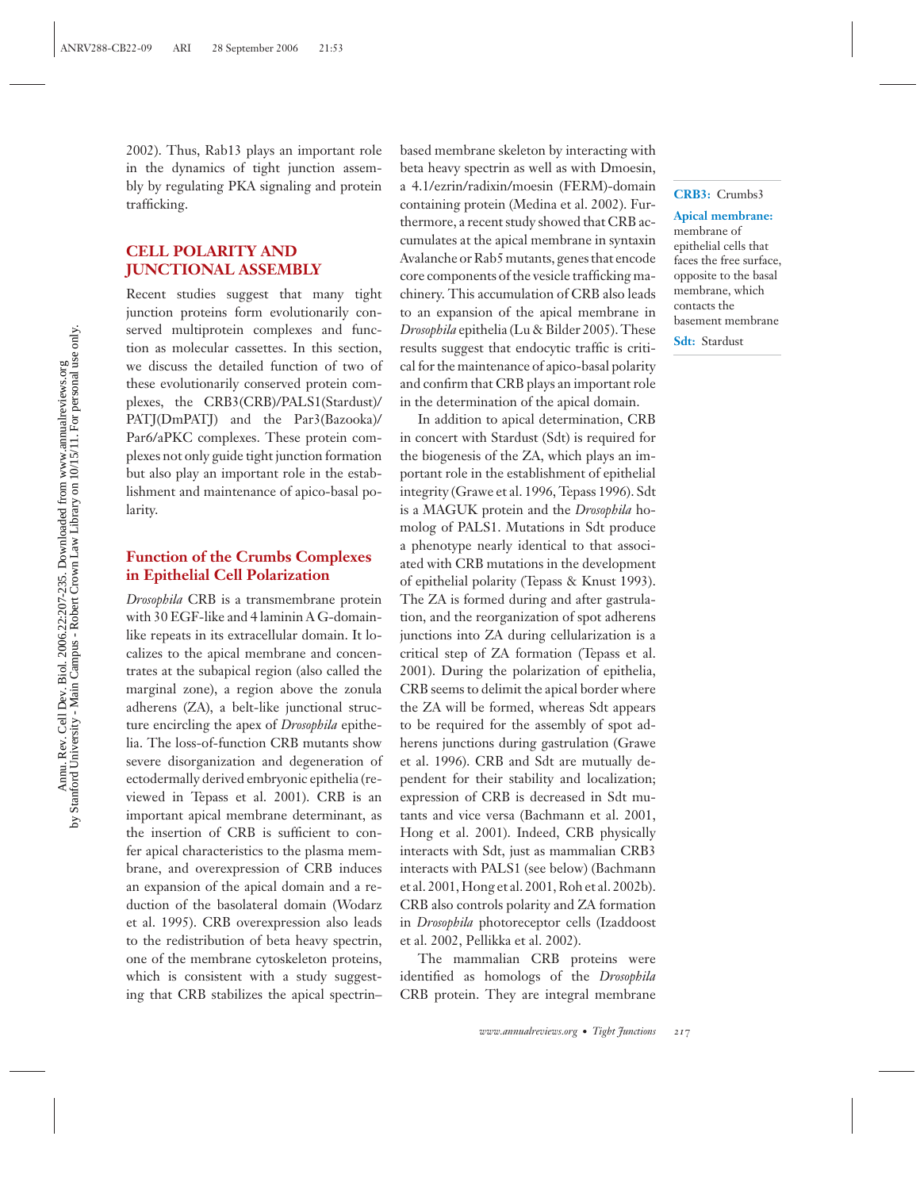2002). Thus, Rab13 plays an important role in the dynamics of tight junction assembly by regulating PKA signaling and protein trafficking.

## CELL POLARITY AND JUNCTIONAL ASSEMBLY

Recent studies suggest that many tight junction proteins form evolutionarily conserved multiprotein complexes and function as molecular cassettes. In this section, we discuss the detailed function of two of these evolutionarily conserved protein complexes, the CRB3(CRB)/PALS1(Stardust)/PATJ(DmPATJ) and the Par3(Bazooka)/Par6/aPKC complexes. These protein complexes not only guide tight junction formation but also play an important role in the establishment and maintenance of apico-basal polarity.

### Function of the Crumbs Complexes in Epithelial Cell Polarization

*Drosophila* CRB is a transmembrane protein with 30 EGF-like and 4 laminin A G-domain-like repeats in its extracellular domain. It localizes to the apical membrane and concentrates at the subapical region (also called the marginal zone), a region above the zonula adherens (ZA), a belt-like junctional structure encircling the apex of *Drosophila* epithelia. The loss-of-function CRB mutants show severe disorganization and degeneration of ectodermally derived embryonic epithelia (reviewed in Tepass et al. 2001). CRB is an important apical membrane determinant, as the insertion of CRB is sufficient to confer apical characteristics to the plasma membrane, and overexpression of CRB induces an expansion of the apical domain and a reduction of the basolateral domain (Wodarz et al. 1995). CRB overexpression also leads to the redistribution of beta heavy spectrin, one of the membrane cytoskeleton proteins, which is consistent with a study suggesting that CRB stabilizes the apical spectrin-based membrane skeleton by interacting with beta heavy spectrin as well as with Dmoesin, a 4.1/ezrin/radixin/moesin (FERM)-domain containing protein (Medina et al. 2002). Furthermore, a recent study showed that CRB accumulates at the apical membrane in syntaxin Avalanche or Rab5 mutants, genes that encode core components of the vesicle trafficking machinery. This accumulation of CRB also leads to an expansion of the apical membrane in *Drosophila* epithelia (Lu & Bilder 2005). These results suggest that endocytic traffic is critical for the maintenance of apico-basal polarity and confirm that CRB plays an important role in the determination of the apical domain.

In addition to apical determination, CRB in concert with Stardust (Sdt) is required for the biogenesis of the ZA, which plays an important role in the establishment of epithelial integrity (Grawe et al. 1996, Tepass 1996). Sdt is a MAGUK protein and the *Drosophila* homolog of PALS1. Mutations in Sdt produce a phenotype nearly identical to that associated with CRB mutations in the development of epithelial polarity (Tepass & Knust 1993). The ZA is formed during and after gastrulation, and the reorganization of spot adherens junctions into ZA during cellularization is a critical step of ZA formation (Tepass et al. 2001). During the polarization of epithelia, CRB seems to delimit the apical border where the ZA will be formed, whereas Sdt appears to be required for the assembly of spot adherens junctions during gastrulation (Grawe et al. 1996). CRB and Sdt are mutually dependent for their stability and localization; expression of CRB is decreased in Sdt mutants and vice versa (Bachmann et al. 2001, Hong et al. 2001). Indeed, CRB physically interacts with Sdt, just as mammalian CRB3 interacts with PALS1 (see below) (Bachmann et al. 2001, Hong et al. 2001, Roh et al. 2002b). CRB also controls polarity and ZA formation in *Drosophila* photoreceptor cells (Izaddoost et al. 2002, Pellikka et al. 2002).

The mammalian CRB proteins were identified as homologs of the *Drosophila* CRB protein. They are integral membrane

**CRB3:** Crumbs3

**Apical membrane:** membrane of epithelial cells that faces the free surface, opposite to the basal membrane, which contacts the basement membrane

**Sdt:** Stardust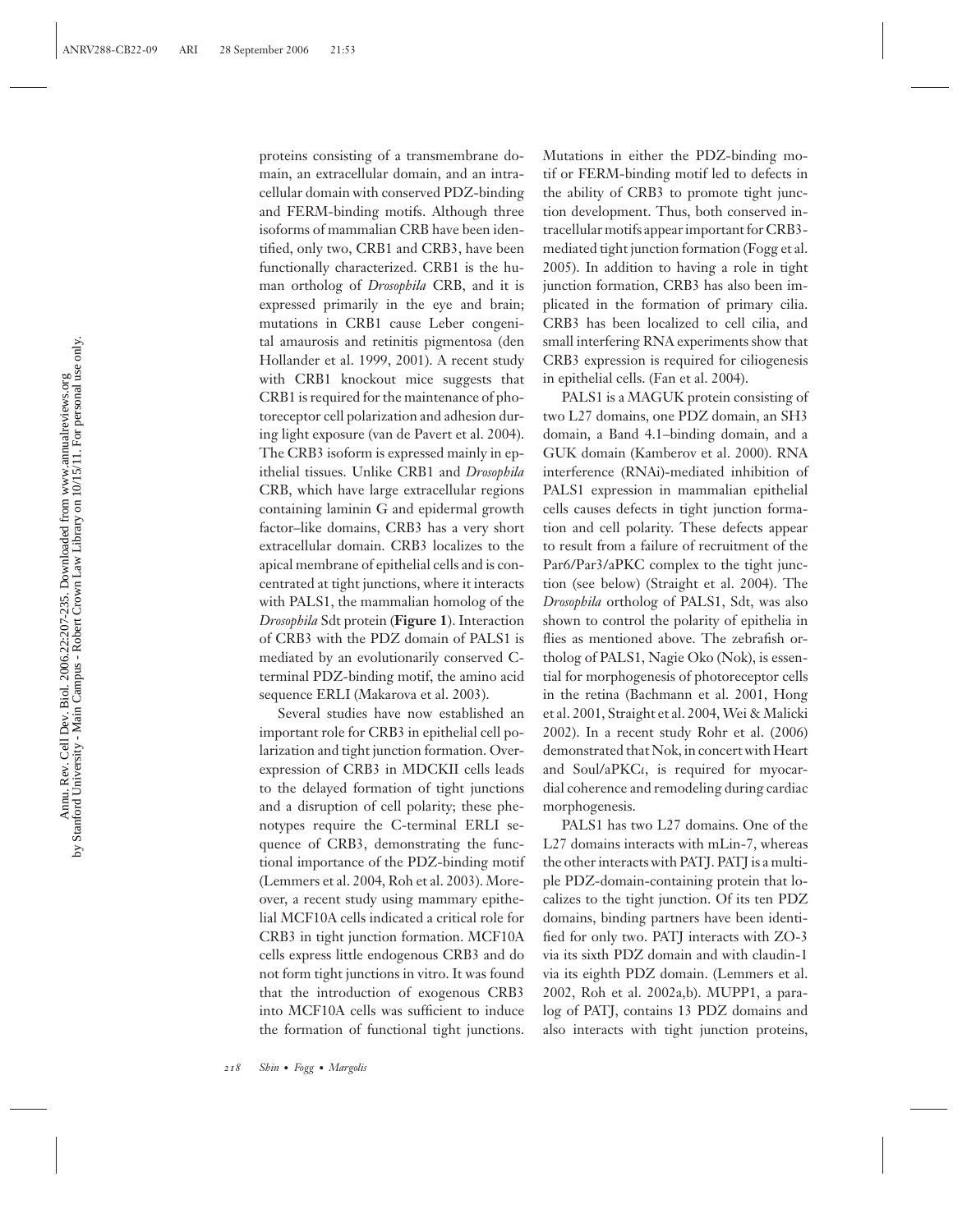proteins consisting of a transmembrane domain, an extracellular domain, and an intracellular domain with conserved PDZ-binding and FERM-binding motifs. Although three isoforms of mammalian CRB have been identified, only two, CRB1 and CRB3, have been functionally characterized. CRB1 is the human ortholog of *Drosophila* CRB, and it is expressed primarily in the eye and brain; mutations in CRB1 cause Leber congenital amaurosis and retinitis pigmentosa (den Hollander et al. 1999, 2001). A recent study with CRB1 knockout mice suggests that CRB1 is required for the maintenance of photoreceptor cell polarization and adhesion during light exposure (van de Pavert et al. 2004). The CRB3 isoform is expressed mainly in epithelial tissues. Unlike CRB1 and *Drosophila* CRB, which have large extracellular regions containing laminin G and epidermal growth factor–like domains, CRB3 has a very short extracellular domain. CRB3 localizes to the apical membrane of epithelial cells and is concentrated at tight junctions, where it interacts with PALS1, the mammalian homolog of the *Drosophila* Sdt protein (**Figure 1**). Interaction of CRB3 with the PDZ domain of PALS1 is mediated by an evolutionarily conserved C-terminal PDZ-binding motif, the amino acid sequence ERLI (Makarova et al. 2003).

Several studies have now established an important role for CRB3 in epithelial cell polarization and tight junction formation. Overexpression of CRB3 in MDCKII cells leads to the delayed formation of tight junctions and a disruption of cell polarity; these phenotypes require the C-terminal ERLI sequence of CRB3, demonstrating the functional importance of the PDZ-binding motif (Lemmers et al. 2004, Roh et al. 2003). Moreover, a recent study using mammary epithelial MCF10A cells indicated a critical role for CRB3 in tight junction formation. MCF10A cells express little endogenous CRB3 and do not form tight junctions in vitro. It was found that the introduction of exogenous CRB3 into MCF10A cells was sufficient to induce the formation of functional tight junctions. Mutations in either the PDZ-binding motif or FERM-binding motif led to defects in the ability of CRB3 to promote tight junction development. Thus, both conserved intracellular motifs appear important for CRB3-mediated tight junction formation (Fogg et al. 2005). In addition to having a role in tight junction formation, CRB3 has also been implicated in the formation of primary cilia. CRB3 has been localized to cell cilia, and small interfering RNA experiments show that CRB3 expression is required for ciliogenesis in epithelial cells. (Fan et al. 2004).

PALS1 is a MAGUK protein consisting of two L27 domains, one PDZ domain, an SH3 domain, a Band 4.1–binding domain, and a GUK domain (Kamberov et al. 2000). RNA interference (RNAi)-mediated inhibition of PALS1 expression in mammalian epithelial cells causes defects in tight junction formation and cell polarity. These defects appear to result from a failure of recruitment of the Par6/Par3/aPKC complex to the tight junction (see below) (Straight et al. 2004). The *Drosophila* ortholog of PALS1, Sdt, was also shown to control the polarity of epithelia in flies as mentioned above. The zebrafish ortholog of PALS1, Nagie Oko (Nok), is essential for morphogenesis of photoreceptor cells in the retina (Bachmann et al. 2001, Hong et al. 2001, Straight et al. 2004, Wei & Malicki 2002). In a recent study Rohr et al. (2006) demonstrated that Nok, in concert with Heart and Soul/aPKC$\iota$, is required for myocardial coherence and remodeling during cardiac morphogenesis.

PALS1 has two L27 domains. One of the L27 domains interacts with mLin-7, whereas the other interacts with PATJ. PATJ is a multiple PDZ-domain-containing protein that localizes to the tight junction. Of its ten PDZ domains, binding partners have been identified for only two. PATJ interacts with ZO-3 via its sixth PDZ domain and with claudin-1 via its eighth PDZ domain. (Lemmers et al. 2002, Roh et al. 2002a,b). MUPP1, a paralog of PATJ, contains 13 PDZ domains and also interacts with tight junction proteins,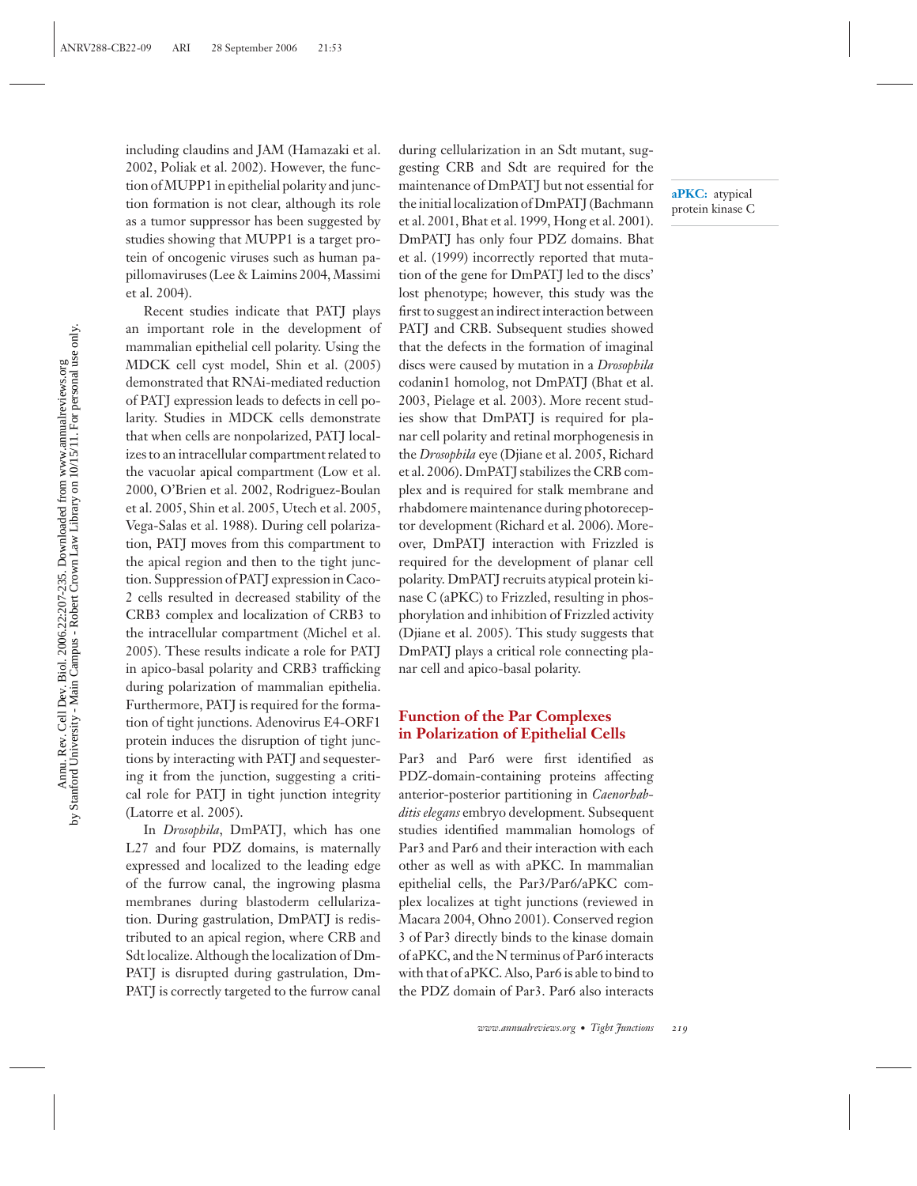including claudins and JAM (Hamazaki et al. 2002, Poliak et al. 2002). However, the function of MUPP1 in epithelial polarity and junction formation is not clear, although its role as a tumor suppressor has been suggested by studies showing that MUPP1 is a target protein of oncogenic viruses such as human papillomaviruses (Lee & Laimins 2004, Massimi et al. 2004).

Recent studies indicate that PATJ plays an important role in the development of mammalian epithelial cell polarity. Using the MDCK cell cyst model, Shin et al. (2005) demonstrated that RNAi-mediated reduction of PATJ expression leads to defects in cell polarity. Studies in MDCK cells demonstrate that when cells are nonpolarized, PATJ localizes to an intracellular compartment related to the vacuolar apical compartment (Low et al. 2000, O'Brien et al. 2002, Rodriguez-Boulan et al. 2005, Shin et al. 2005, Utech et al. 2005, Vega-Salas et al. 1988). During cell polarization, PATJ moves from this compartment to the apical region and then to the tight junction. Suppression of PATJ expression in Caco-2 cells resulted in decreased stability of the CRB3 complex and localization of CRB3 to the intracellular compartment (Michel et al. 2005). These results indicate a role for PATJ in apico-basal polarity and CRB3 trafficking during polarization of mammalian epithelia. Furthermore, PATJ is required for the formation of tight junctions. Adenovirus E4-ORF1 protein induces the disruption of tight junctions by interacting with PATJ and sequestering it from the junction, suggesting a critical role for PATJ in tight junction integrity (Latorre et al. 2005).

In *Drosophila*, DmPATJ, which has one L27 and four PDZ domains, is maternally expressed and localized to the leading edge of the furrow canal, the ingrowing plasma membranes during blastoderm cellularization. During gastrulation, DmPATJ is redistributed to an apical region, where CRB and Sdt localize. Although the localization of DmPATJ is disrupted during gastrulation, DmPATJ is correctly targeted to the furrow canal during cellularization in an Sdt mutant, suggesting CRB and Sdt are required for the maintenance of DmPATJ but not essential for the initial localization of DmPATJ (Bachmann et al. 2001, Bhat et al. 1999, Hong et al. 2001). DmPATJ has only four PDZ domains. Bhat et al. (1999) incorrectly reported that mutation of the gene for DmPATJ led to the discs' lost phenotype; however, this study was the first to suggest an indirect interaction between PATJ and CRB. Subsequent studies showed that the defects in the formation of imaginal discs were caused by mutation in a *Drosophila* codanin1 homolog, not DmPATJ (Bhat et al. 2003, Pielage et al. 2003). More recent studies show that DmPATJ is required for planar cell polarity and retinal morphogenesis in the *Drosophila* eye (Djiane et al. 2005, Richard et al. 2006). DmPATJ stabilizes the CRB complex and is required for stalk membrane and rhabdomere maintenance during photoreceptor development (Richard et al. 2006). Moreover, DmPATJ interaction with Frizzled is required for the development of planar cell polarity. DmPATJ recruits atypical protein kinase C (aPKC) to Frizzled, resulting in phosphorylation and inhibition of Frizzled activity (Djiane et al. 2005). This study suggests that DmPATJ plays a critical role connecting planar cell and apico-basal polarity.

**aPKC:** atypical protein kinase C

## Function of the Par Complexes in Polarization of Epithelial Cells

Par3 and Par6 were first identified as PDZ-domain-containing proteins affecting anterior-posterior partitioning in *Caenorhabditis elegans* embryo development. Subsequent studies identified mammalian homologs of Par3 and Par6 and their interaction with each other as well as with aPKC. In mammalian epithelial cells, the Par3/Par6/aPKC complex localizes at tight junctions (reviewed in Macara 2004, Ohno 2001). Conserved region 3 of Par3 directly binds to the kinase domain of aPKC, and the N terminus of Par6 interacts with that of aPKC. Also, Par6 is able to bind to the PDZ domain of Par3. Par6 also interacts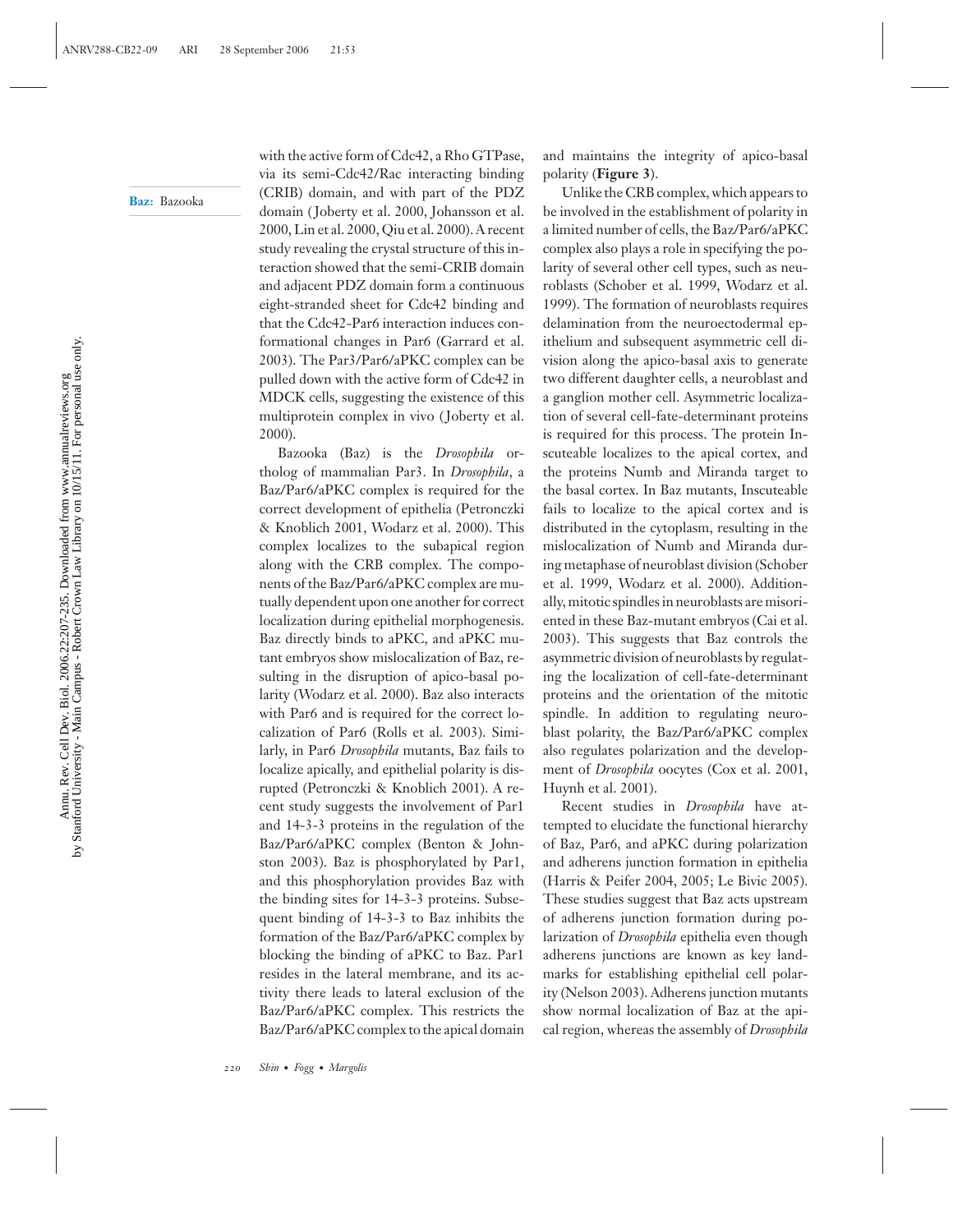with the active form of Cdc42, a Rho GTPase, via its semi-Cdc42/Rac interacting binding (CRIB) domain, and with part of the PDZ domain (Joberty et al. 2000, Johansson et al. 2000, Lin et al. 2000, Qiu et al. 2000). A recent study revealing the crystal structure of this interaction showed that the semi-CRIB domain and adjacent PDZ domain form a continuous eight-stranded sheet for Cdc42 binding and that the Cdc42-Par6 interaction induces conformational changes in Par6 (Garrard et al. 2003). The Par3/Par6/aPKC complex can be pulled down with the active form of Cdc42 in MDCK cells, suggesting the existence of this multiprotein complex in vivo (Joberty et al. 2000).

**Baz:** Bazooka

Bazooka (Baz) is the *Drosophila* ortholog of mammalian Par3. In *Drosophila*, a Baz/Par6/aPKC complex is required for the correct development of epithelia (Petronczki & Knoblich 2001, Wodarz et al. 2000). This complex localizes to the subapical region along with the CRB complex. The components of the Baz/Par6/aPKC complex are mutually dependent upon one another for correct localization during epithelial morphogenesis. Baz directly binds to aPKC, and aPKC mutant embryos show mislocalization of Baz, resulting in the disruption of apico-basal polarity (Wodarz et al. 2000). Baz also interacts with Par6 and is required for the correct localization of Par6 (Rolls et al. 2003). Similarly, in Par6 *Drosophila* mutants, Baz fails to localize apically, and epithelial polarity is disrupted (Petronczki & Knoblich 2001). A recent study suggests the involvement of Par1 and 14-3-3 proteins in the regulation of the Baz/Par6/aPKC complex (Benton & Johnston 2003). Baz is phosphorylated by Par1, and this phosphorylation provides Baz with the binding sites for 14-3-3 proteins. Subsequent binding of 14-3-3 to Baz inhibits the formation of the Baz/Par6/aPKC complex by blocking the binding of aPKC to Baz. Par1 resides in the lateral membrane, and its activity there leads to lateral exclusion of the Baz/Par6/aPKC complex. This restricts the Baz/Par6/aPKC complex to the apical domain and maintains the integrity of apico-basal polarity (**Figure 3**).

Unlike the CRB complex, which appears to be involved in the establishment of polarity in a limited number of cells, the Baz/Par6/aPKC complex also plays a role in specifying the polarity of several other cell types, such as neuroblasts (Schober et al. 1999, Wodarz et al. 1999). The formation of neuroblasts requires delamination from the neuroectodermal epithelium and subsequent asymmetric cell division along the apico-basal axis to generate two different daughter cells, a neuroblast and a ganglion mother cell. Asymmetric localization of several cell-fate-determinant proteins is required for this process. The protein Inscuteable localizes to the apical cortex, and the proteins Numb and Miranda target to the basal cortex. In Baz mutants, Inscuteable fails to localize to the apical cortex and is distributed in the cytoplasm, resulting in the mislocalization of Numb and Miranda during metaphase of neuroblast division (Schober et al. 1999, Wodarz et al. 2000). Additionally, mitotic spindles in neuroblasts are misoriented in these Baz-mutant embryos (Cai et al. 2003). This suggests that Baz controls the asymmetric division of neuroblasts by regulating the localization of cell-fate-determinant proteins and the orientation of the mitotic spindle. In addition to regulating neuroblast polarity, the Baz/Par6/aPKC complex also regulates polarization and the development of *Drosophila* oocytes (Cox et al. 2001, Huynh et al. 2001).

Recent studies in *Drosophila* have attempted to elucidate the functional hierarchy of Baz, Par6, and aPKC during polarization and adherens junction formation in epithelia (Harris & Peifer 2004, 2005; Le Bivic 2005). These studies suggest that Baz acts upstream of adherens junction formation during polarization of *Drosophila* epithelia even though adherens junctions are known as key landmarks for establishing epithelial cell polarity (Nelson 2003). Adherens junction mutants show normal localization of Baz at the apical region, whereas the assembly of *Drosophila*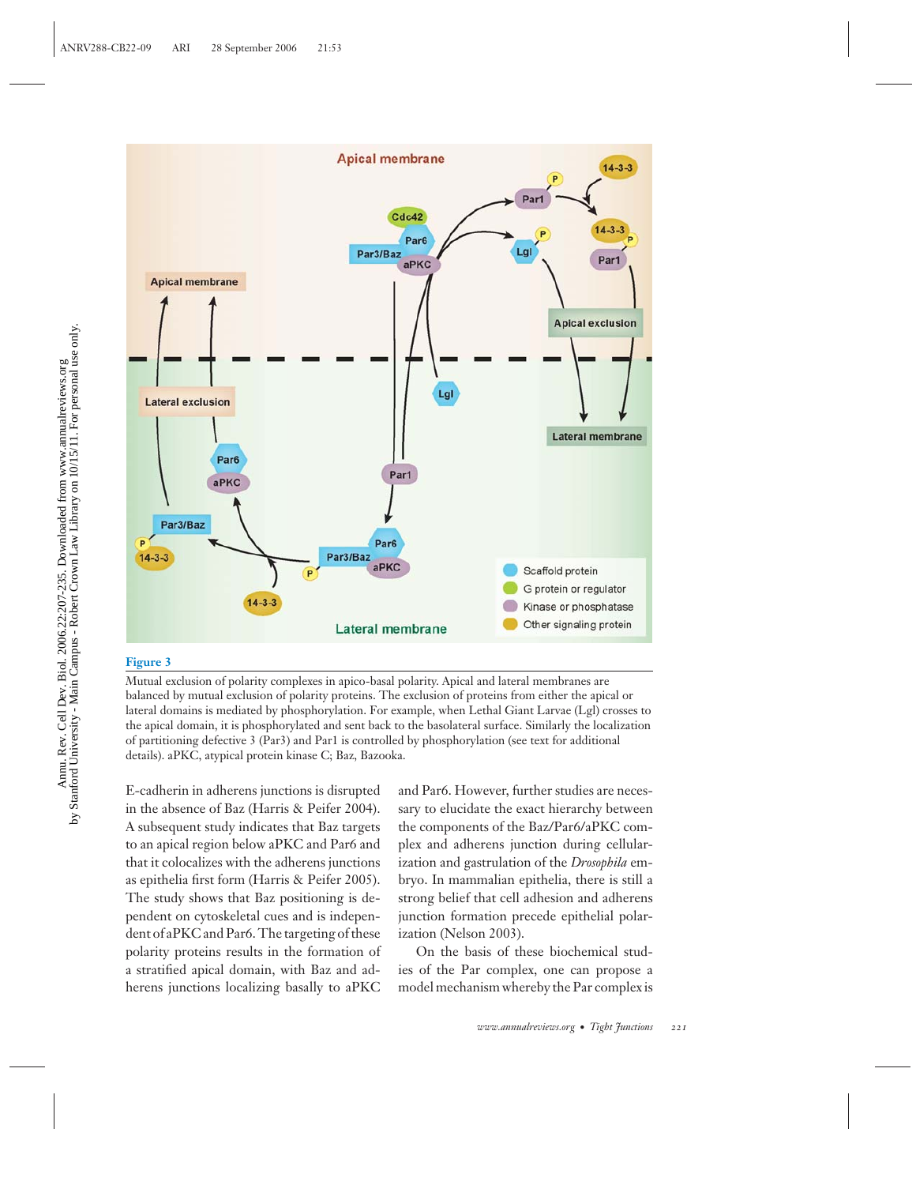**Figure 3**

Mutual exclusion of polarity complexes in apico-basal polarity. Apical and lateral membranes are balanced by mutual exclusion of polarity proteins. The exclusion of proteins from either the apical or lateral domains is mediated by phosphorylation. For example, when Lethal Giant Larvae (Lgl) crosses to the apical domain, it is phosphorylated and sent back to the basolateral surface. Similarly the localization of partitioning defective 3 (Par3) and Par1 is controlled by phosphorylation (see text for additional details). aPKC, atypical protein kinase C; Baz, Bazooka.

E-cadherin in adherens junctions is disrupted in the absence of Baz (Harris & Peifer 2004). A subsequent study indicates that Baz targets to an apical region below aPKC and Par6 and that it colocalizes with the adherens junctions as epithelia first form (Harris & Peifer 2005). The study shows that Baz positioning is dependent on cytoskeletal cues and is independent of aPKC and Par6. The targeting of these polarity proteins results in the formation of a stratified apical domain, with Baz and adherens junctions localizing basally to aPKC and Par6. However, further studies are necessary to elucidate the exact hierarchy between the components of the Baz/Par6/aPKC complex and adherens junction during cellularization and gastrulation of the *Drosophila* embryo. In mammalian epithelia, there is still a strong belief that cell adhesion and adherens junction formation precede epithelial polarization (Nelson 2003).

On the basis of these biochemical studies of the Par complex, one can propose a model mechanism whereby the Par complex is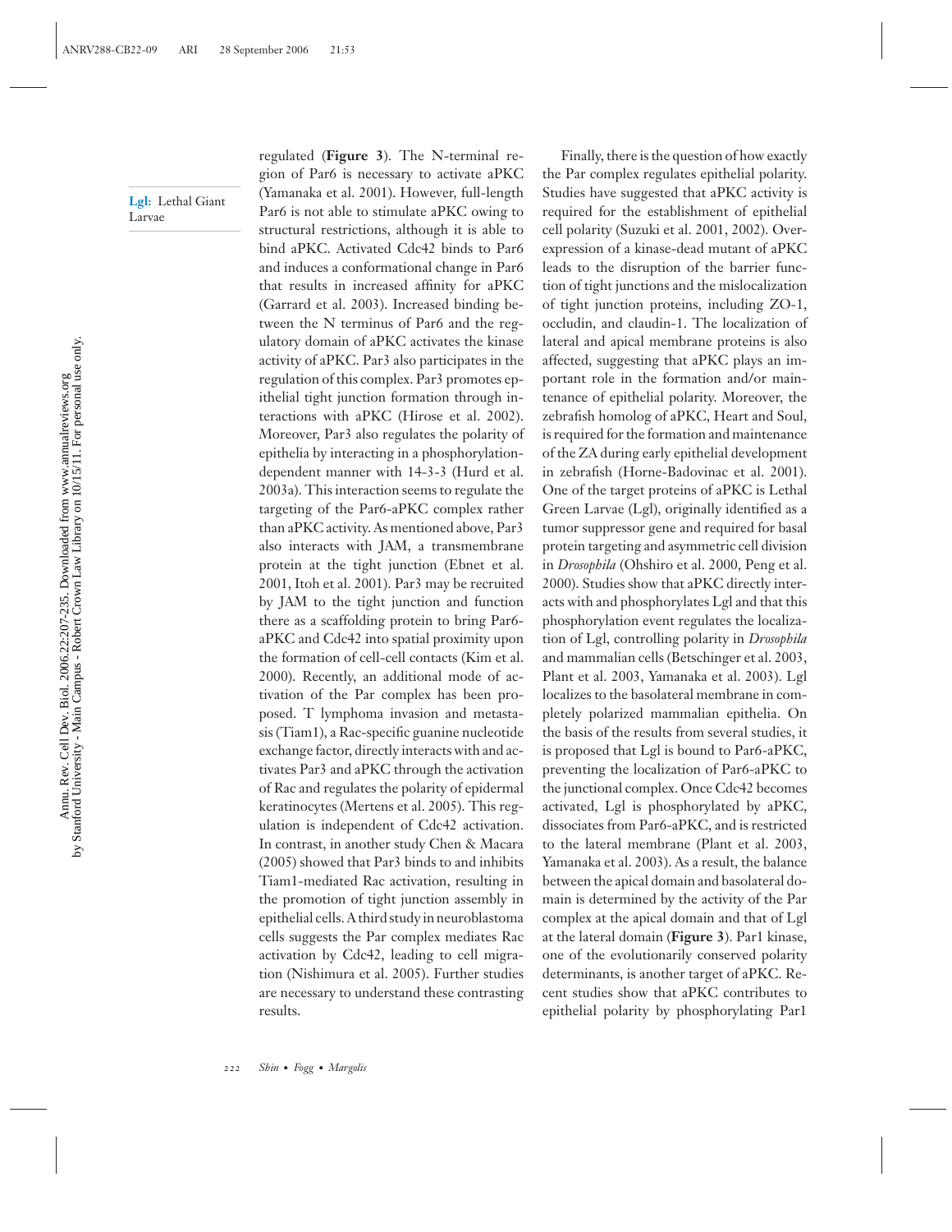**Lgl:** Lethal Giant Larvae

regulated (**Figure 3**). The N-terminal region of Par6 is necessary to activate aPKC (Yamanaka et al. 2001). However, full-length Par6 is not able to stimulate aPKC owing to structural restrictions, although it is able to bind aPKC. Activated Cdc42 binds to Par6 and induces a conformational change in Par6 that results in increased affinity for aPKC (Garrard et al. 2003). Increased binding between the N terminus of Par6 and the regulatory domain of aPKC activates the kinase activity of aPKC. Par3 also participates in the regulation of this complex. Par3 promotes epithelial tight junction formation through interactions with aPKC (Hirose et al. 2002). Moreover, Par3 also regulates the polarity of epithelia by interacting in a phosphorylation-dependent manner with 14-3-3 (Hurd et al. 2003a). This interaction seems to regulate the targeting of the Par6-aPKC complex rather than aPKC activity. As mentioned above, Par3 also interacts with JAM, a transmembrane protein at the tight junction (Ebnet et al. 2001, Itoh et al. 2001). Par3 may be recruited by JAM to the tight junction and function there as a scaffolding protein to bring Par6-aPKC and Cdc42 into spatial proximity upon the formation of cell-cell contacts (Kim et al. 2000). Recently, an additional mode of activation of the Par complex has been proposed. T lymphoma invasion and metastasis (Tiam1), a Rac-specific guanine nucleotide exchange factor, directly interacts with and activates Par3 and aPKC through the activation of Rac and regulates the polarity of epidermal keratinocytes (Mertens et al. 2005). This regulation is independent of Cdc42 activation. In contrast, in another study Chen & Macara (2005) showed that Par3 binds to and inhibits Tiam1-mediated Rac activation, resulting in the promotion of tight junction assembly in epithelial cells. A third study in neuroblastoma cells suggests the Par complex mediates Rac activation by Cdc42, leading to cell migration (Nishimura et al. 2005). Further studies are necessary to understand these contrasting results.

Finally, there is the question of how exactly the Par complex regulates epithelial polarity. Studies have suggested that aPKC activity is required for the establishment of epithelial cell polarity (Suzuki et al. 2001, 2002). Overexpression of a kinase-dead mutant of aPKC leads to the disruption of the barrier function of tight junctions and the mislocalization of tight junction proteins, including ZO-1, occludin, and claudin-1. The localization of lateral and apical membrane proteins is also affected, suggesting that aPKC plays an important role in the formation and/or maintenance of epithelial polarity. Moreover, the zebrafish homolog of aPKC, Heart and Soul, is required for the formation and maintenance of the ZA during early epithelial development in zebrafish (Horne-Badovinac et al. 2001). One of the target proteins of aPKC is Lethal Green Larvae (Lgl), originally identified as a tumor suppressor gene and required for basal protein targeting and asymmetric cell division in *Drosophila* (Ohshiro et al. 2000, Peng et al. 2000). Studies show that aPKC directly interacts with and phosphorylates Lgl and that this phosphorylation event regulates the localization of Lgl, controlling polarity in *Drosophila* and mammalian cells (Betschinger et al. 2003, Plant et al. 2003, Yamanaka et al. 2003). Lgl localizes to the basolateral membrane in completely polarized mammalian epithelia. On the basis of the results from several studies, it is proposed that Lgl is bound to Par6-aPKC, preventing the localization of Par6-aPKC to the junctional complex. Once Cdc42 becomes activated, Lgl is phosphorylated by aPKC, dissociates from Par6-aPKC, and is restricted to the lateral membrane (Plant et al. 2003, Yamanaka et al. 2003). As a result, the balance between the apical domain and basolateral domain is determined by the activity of the Par complex at the apical domain and that of Lgl at the lateral domain (**Figure 3**). Par1 kinase, one of the evolutionarily conserved polarity determinants, is another target of aPKC. Recent studies show that aPKC contributes to epithelial polarity by phosphorylating Par1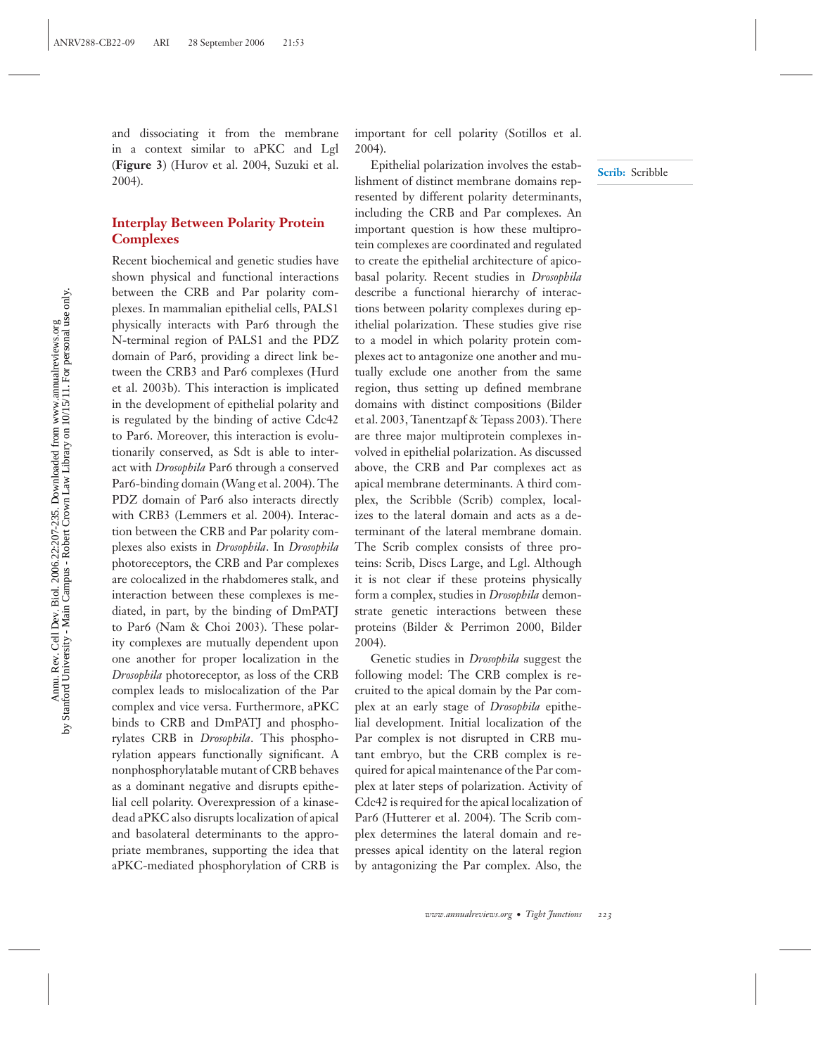and dissociating it from the membrane in a context similar to aPKC and Lgl (**Figure 3**) (Hurov et al. 2004, Suzuki et al. 2004).

## Interplay Between Polarity Protein Complexes

Recent biochemical and genetic studies have shown physical and functional interactions between the CRB and Par polarity complexes. In mammalian epithelial cells, PALS1 physically interacts with Par6 through the N-terminal region of PALS1 and the PDZ domain of Par6, providing a direct link between the CRB3 and Par6 complexes (Hurd et al. 2003b). This interaction is implicated in the development of epithelial polarity and is regulated by the binding of active Cdc42 to Par6. Moreover, this interaction is evolutionarily conserved, as Sdt is able to interact with *Drosophila* Par6 through a conserved Par6-binding domain (Wang et al. 2004). The PDZ domain of Par6 also interacts directly with CRB3 (Lemmers et al. 2004). Interaction between the CRB and Par polarity complexes also exists in *Drosophila*. In *Drosophila* photoreceptors, the CRB and Par complexes are colocalized in the rhabdomeres stalk, and interaction between these complexes is mediated, in part, by the binding of DmPATJ to Par6 (Nam & Choi 2003). These polarity complexes are mutually dependent upon one another for proper localization in the *Drosophila* photoreceptor, as loss of the CRB complex leads to mislocalization of the Par complex and vice versa. Furthermore, aPKC binds to CRB and DmPATJ and phosphorylates CRB in *Drosophila*. This phosphorylation appears functionally significant. A nonphosphorylatable mutant of CRB behaves as a dominant negative and disrupts epithelial cell polarity. Overexpression of a kinase-dead aPKC also disrupts localization of apical and basolateral determinants to the appropriate membranes, supporting the idea that aPKC-mediated phosphorylation of CRB is important for cell polarity (Sotillos et al. 2004).

Epithelial polarization involves the establishment of distinct membrane domains represented by different polarity determinants, including the CRB and Par complexes. An important question is how these multiprotein complexes are coordinated and regulated to create the epithelial architecture of apicobasal polarity. Recent studies in *Drosophila* describe a functional hierarchy of interactions between polarity complexes during epithelial polarization. These studies give rise to a model in which polarity protein complexes act to antagonize one another and mutually exclude one another from the same region, thus setting up defined membrane domains with distinct compositions (Bilder et al. 2003, Tanentzapf & Tepass 2003). There are three major multiprotein complexes involved in epithelial polarization. As discussed above, the CRB and Par complexes act as apical membrane determinants. A third complex, the Scribble (Scrib) complex, localizes to the lateral domain and acts as a determinant of the lateral membrane domain. The Scrib complex consists of three proteins: Scrib, Discs Large, and Lgl. Although it is not clear if these proteins physically form a complex, studies in *Drosophila* demonstrate genetic interactions between these proteins (Bilder & Perrimon 2000, Bilder 2004).

**Scrib:** Scribble

Genetic studies in *Drosophila* suggest the following model: The CRB complex is recruited to the apical domain by the Par complex at an early stage of *Drosophila* epithelial development. Initial localization of the Par complex is not disrupted in CRB mutant embryo, but the CRB complex is required for apical maintenance of the Par complex at later steps of polarization. Activity of Cdc42 is required for the apical localization of Par6 (Hutterer et al. 2004). The Scrib complex determines the lateral domain and represses apical identity on the lateral region by antagonizing the Par complex. Also, the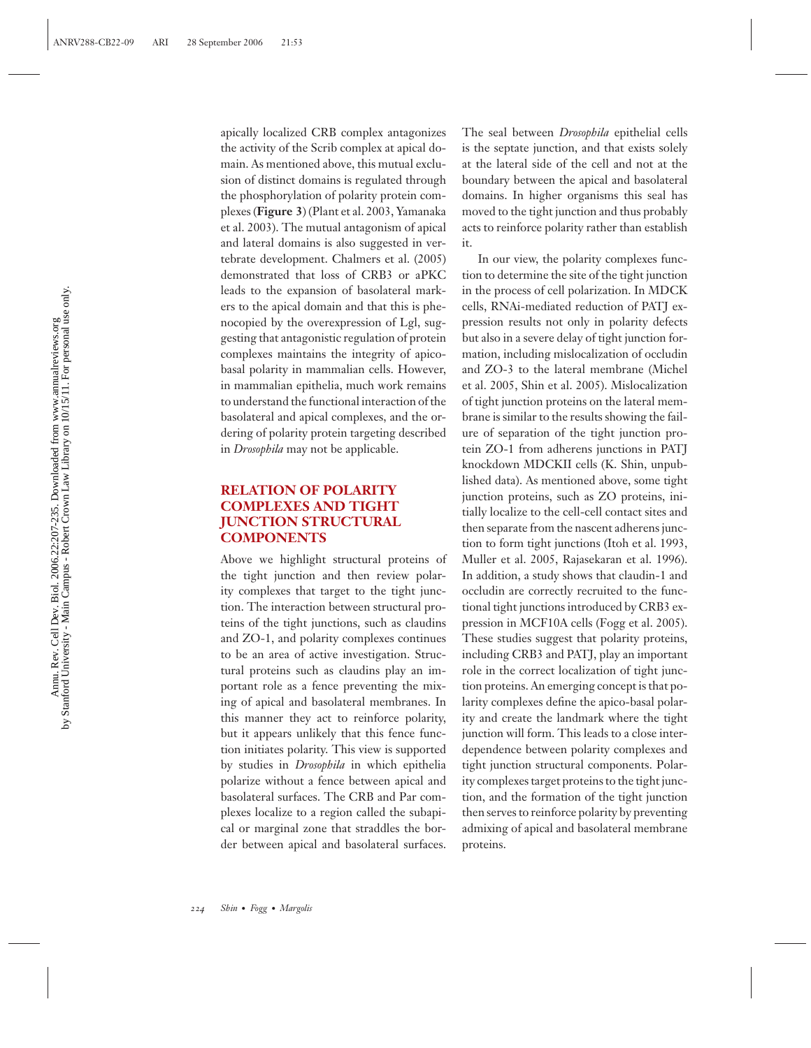apically localized CRB complex antagonizes the activity of the Scrib complex at apical domain. As mentioned above, this mutual exclusion of distinct domains is regulated through the phosphorylation of polarity protein complexes (**Figure 3**) (Plant et al. 2003, Yamanaka et al. 2003). The mutual antagonism of apical and lateral domains is also suggested in vertebrate development. Chalmers et al. (2005) demonstrated that loss of CRB3 or aPKC leads to the expansion of basolateral markers to the apical domain and that this is phenocopied by the overexpression of Lgl, suggesting that antagonistic regulation of protein complexes maintains the integrity of apicobasal polarity in mammalian cells. However, in mammalian epithelia, much work remains to understand the functional interaction of the basolateral and apical complexes, and the ordering of polarity protein targeting described in *Drosophila* may not be applicable.

## RELATION OF POLARITY COMPLEXES AND TIGHT JUNCTION STRUCTURAL COMPONENTS

Above we highlight structural proteins of the tight junction and then review polarity complexes that target to the tight junction. The interaction between structural proteins of the tight junctions, such as claudins and ZO-1, and polarity complexes continues to be an area of active investigation. Structural proteins such as claudins play an important role as a fence preventing the mixing of apical and basolateral membranes. In this manner they act to reinforce polarity, but it appears unlikely that this fence function initiates polarity. This view is supported by studies in *Drosophila* in which epithelia polarize without a fence between apical and basolateral surfaces. The CRB and Par complexes localize to a region called the subapical or marginal zone that straddles the border between apical and basolateral surfaces. The seal between *Drosophila* epithelial cells is the septate junction, and that exists solely at the lateral side of the cell and not at the boundary between the apical and basolateral domains. In higher organisms this seal has moved to the tight junction and thus probably acts to reinforce polarity rather than establish it.

In our view, the polarity complexes function to determine the site of the tight junction in the process of cell polarization. In MDCK cells, RNAi-mediated reduction of PATJ expression results not only in polarity defects but also in a severe delay of tight junction formation, including mislocalization of occludin and ZO-3 to the lateral membrane (Michel et al. 2005, Shin et al. 2005). Mislocalization of tight junction proteins on the lateral membrane is similar to the results showing the failure of separation of the tight junction protein ZO-1 from adherens junctions in PATJ knockdown MDCKII cells (K. Shin, unpublished data). As mentioned above, some tight junction proteins, such as ZO proteins, initially localize to the cell-cell contact sites and then separate from the nascent adherens junction to form tight junctions (Itoh et al. 1993, Muller et al. 2005, Rajasekaran et al. 1996). In addition, a study shows that claudin-1 and occludin are correctly recruited to the functional tight junctions introduced by CRB3 expression in MCF10A cells (Fogg et al. 2005). These studies suggest that polarity proteins, including CRB3 and PATJ, play an important role in the correct localization of tight junction proteins. An emerging concept is that polarity complexes define the apico-basal polarity and create the landmark where the tight junction will form. This leads to a close interdependence between polarity complexes and tight junction structural components. Polarity complexes target proteins to the tight junction, and the formation of the tight junction then serves to reinforce polarity by preventing admixing of apical and basolateral membrane proteins.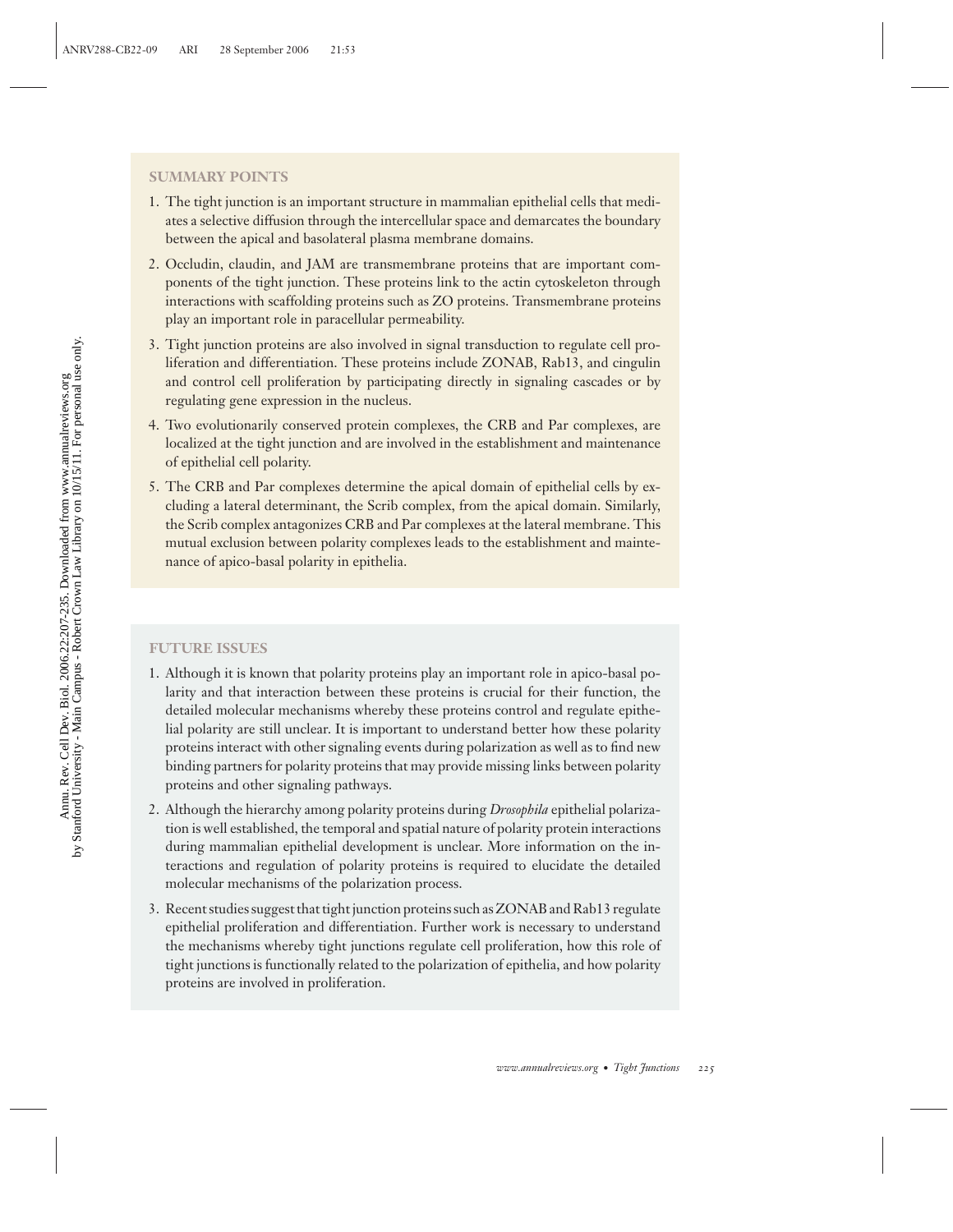## SUMMARY POINTS

1. The tight junction is an important structure in mammalian epithelial cells that mediates a selective diffusion through the intercellular space and demarcates the boundary between the apical and basolateral plasma membrane domains.
2. Occludin, claudin, and JAM are transmembrane proteins that are important components of the tight junction. These proteins link to the actin cytoskeleton through interactions with scaffolding proteins such as ZO proteins. Transmembrane proteins play an important role in paracellular permeability.
3. Tight junction proteins are also involved in signal transduction to regulate cell proliferation and differentiation. These proteins include ZONAB, Rab13, and cingulin and control cell proliferation by participating directly in signaling cascades or by regulating gene expression in the nucleus.
4. Two evolutionarily conserved protein complexes, the CRB and Par complexes, are localized at the tight junction and are involved in the establishment and maintenance of epithelial cell polarity.
5. The CRB and Par complexes determine the apical domain of epithelial cells by excluding a lateral determinant, the Scrib complex, from the apical domain. Similarly, the Scrib complex antagonizes CRB and Par complexes at the lateral membrane. This mutual exclusion between polarity complexes leads to the establishment and maintenance of apico-basal polarity in epithelia.

## FUTURE ISSUES

1. Although it is known that polarity proteins play an important role in apico-basal polarity and that interaction between these proteins is crucial for their function, the detailed molecular mechanisms whereby these proteins control and regulate epithelial polarity are still unclear. It is important to understand better how these polarity proteins interact with other signaling events during polarization as well as to find new binding partners for polarity proteins that may provide missing links between polarity proteins and other signaling pathways.
2. Although the hierarchy among polarity proteins during *Drosophila* epithelial polarization is well established, the temporal and spatial nature of polarity protein interactions during mammalian epithelial development is unclear. More information on the interactions and regulation of polarity proteins is required to elucidate the detailed molecular mechanisms of the polarization process.
3. Recent studies suggest that tight junction proteins such as ZONAB and Rab13 regulate epithelial proliferation and differentiation. Further work is necessary to understand the mechanisms whereby tight junctions regulate cell proliferation, how this role of tight junctions is functionally related to the polarization of epithelia, and how polarity proteins are involved in proliferation.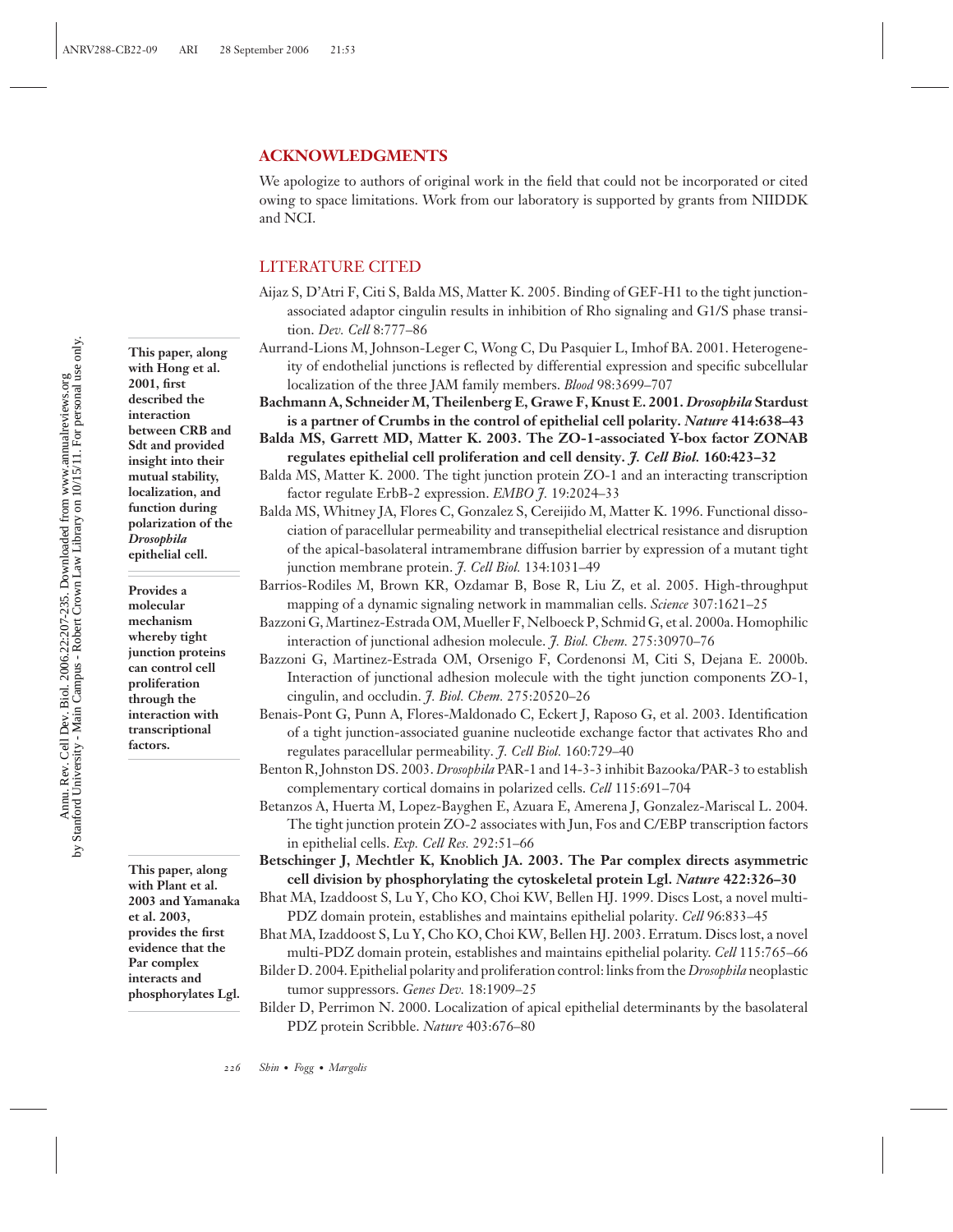## ACKNOWLEDGMENTS

We apologize to authors of original work in the field that could not be incorporated or cited owing to space limitations. Work from our laboratory is supported by grants from NIIDDK and NCI.

## LITERATURE CITED

Aijaz S, D'Atri F, Citi S, Balda MS, Matter K. 2005. Binding of GEF-H1 to the tight junction-associated adaptor cingulin results in inhibition of Rho signaling and G1/S phase transition. *Dev. Cell* 8:777–86

Aurrand-Lions M, Johnson-Leger C, Wong C, Du Pasquier L, Imhof BA. 2001. Heterogeneity of endothelial junctions is reflected by differential expression and specific subcellular localization of the three JAM family members. *Blood* 98:3699–707

**Bachmann A, Schneider M, Theilenberg E, Grawe F, Knust E. 2001. *Drosophila* Stardust is a partner of Crumbs in the control of epithelial cell polarity. *Nature* 414:638–43**

> This paper, along with Hong et al. 2001, first described the interaction between CRB and Sdt and provided insight into their mutual stability, localization, and function during polarization of the *Drosophila* epithelial cell.

**Balda MS, Garrett MD, Matter K. 2003. The ZO-1-associated Y-box factor ZONAB regulates epithelial cell proliferation and cell density. *J. Cell Biol.* 160:423–32**

> Provides a molecular mechanism whereby tight junction proteins can control cell proliferation through the interaction with transcriptional factors.

Balda MS, Matter K. 2000. The tight junction protein ZO-1 and an interacting transcription factor regulate ErbB-2 expression. *EMBO J.* 19:2024–33

Balda MS, Whitney JA, Flores C, Gonzalez S, Cereijido M, Matter K. 1996. Functional dissociation of paracellular permeability and transepithelial electrical resistance and disruption of the apical-basolateral intramembrane diffusion barrier by expression of a mutant tight junction membrane protein. *J. Cell Biol.* 134:1031–49

Barrios-Rodiles M, Brown KR, Ozdamar B, Bose R, Liu Z, et al. 2005. High-throughput mapping of a dynamic signaling network in mammalian cells. *Science* 307:1621–25

Bazzoni G, Martinez-Estrada OM, Mueller F, Nelboeck P, Schmid G, et al. 2000a. Homophilic interaction of junctional adhesion molecule. *J. Biol. Chem.* 275:30970–76

Bazzoni G, Martinez-Estrada OM, Orsenigo F, Cordenonsi M, Citi S, Dejana E. 2000b. Interaction of junctional adhesion molecule with the tight junction components ZO-1, cingulin, and occludin. *J. Biol. Chem.* 275:20520–26

Benais-Pont G, Punn A, Flores-Maldonado C, Eckert J, Raposo G, et al. 2003. Identification of a tight junction-associated guanine nucleotide exchange factor that activates Rho and regulates paracellular permeability. *J. Cell Biol.* 160:729–40

Benton R, Johnston DS. 2003. *Drosophila* PAR-1 and 14-3-3 inhibit Bazooka/PAR-3 to establish complementary cortical domains in polarized cells. *Cell* 115:691–704

Betanzos A, Huerta M, Lopez-Bayghen E, Azuara E, Amerena J, Gonzalez-Mariscal L. 2004. The tight junction protein ZO-2 associates with Jun, Fos and C/EBP transcription factors in epithelial cells. *Exp. Cell Res.* 292:51–66

**Betschinger J, Mechtler K, Knoblich JA. 2003. The Par complex directs asymmetric cell division by phosphorylating the cytoskeletal protein Lgl. *Nature* 422:326–30**

> This paper, along with Plant et al. 2003 and Yamanaka et al. 2003, provides the first evidence that the Par complex interacts and phosphorylates Lgl.

Bhat MA, Izaddoost S, Lu Y, Cho KO, Choi KW, Bellen HJ. 1999. Discs Lost, a novel multi-PDZ domain protein, establishes and maintains epithelial polarity. *Cell* 96:833–45

Bhat MA, Izaddoost S, Lu Y, Cho KO, Choi KW, Bellen HJ. 2003. Erratum. Discs lost, a novel multi-PDZ domain protein, establishes and maintains epithelial polarity. *Cell* 115:765–66

Bilder D. 2004. Epithelial polarity and proliferation control: links from the *Drosophila* neoplastic tumor suppressors. *Genes Dev.* 18:1909–25

Bilder D, Perrimon N. 2000. Localization of apical epithelial determinants by the basolateral PDZ protein Scribble. *Nature* 403:676–80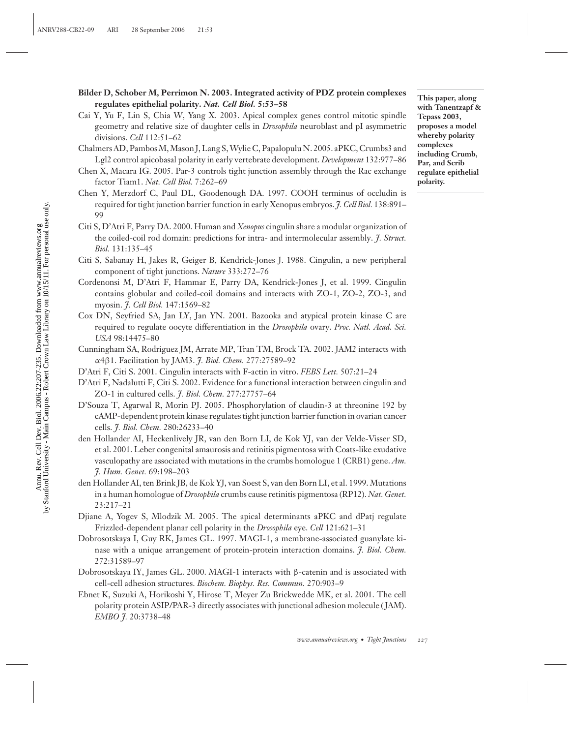**Bilder D, Schober M, Perrimon N. 2003. Integrated activity of PDZ protein complexes regulates epithelial polarity. *Nat. Cell Biol.* 5:53–58**

**This paper, along with Tanentzapf & Tepass 2003, proposes a model whereby polarity complexes including Crumb, Par, and Scrib regulate epithelial polarity.**

Cai Y, Yu F, Lin S, Chia W, Yang X. 2003. Apical complex genes control mitotic spindle geometry and relative size of daughter cells in *Drosophila* neuroblast and pI asymmetric divisions. *Cell* 112:51–62

Chalmers AD, Pambos M, Mason J, Lang S, Wylie C, Papalopulu N. 2005. aPKC, Crumbs3 and Lgl2 control apicobasal polarity in early vertebrate development. *Development* 132:977–86

Chen X, Macara IG. 2005. Par-3 controls tight junction assembly through the Rac exchange factor Tiam1. *Nat. Cell Biol.* 7:262–69

Chen Y, Merzdorf C, Paul DL, Goodenough DA. 1997. COOH terminus of occludin is required for tight junction barrier function in early Xenopus embryos. *J. Cell Biol.* 138:891–99

Citi S, D'Atri F, Parry DA. 2000. Human and *Xenopus* cingulin share a modular organization of the coiled-coil rod domain: predictions for intra- and intermolecular assembly. *J. Struct. Biol.* 131:135–45

Citi S, Sabanay H, Jakes R, Geiger B, Kendrick-Jones J. 1988. Cingulin, a new peripheral component of tight junctions. *Nature* 333:272–76

Cordenonsi M, D'Atri F, Hammar E, Parry DA, Kendrick-Jones J, et al. 1999. Cingulin contains globular and coiled-coil domains and interacts with ZO-1, ZO-2, ZO-3, and myosin. *J. Cell Biol.* 147:1569–82

Cox DN, Seyfried SA, Jan LY, Jan YN. 2001. Bazooka and atypical protein kinase C are required to regulate oocyte differentiation in the *Drosophila* ovary. *Proc. Natl. Acad. Sci. USA* 98:14475–80

Cunningham SA, Rodriguez JM, Arrate MP, Tran TM, Brock TA. 2002. JAM2 interacts with $\alpha 4\beta 1$. Facilitation by JAM3. *J. Biol. Chem.* 277:27589–92

D'Atri F, Citi S. 2001. Cingulin interacts with F-actin in vitro. *FEBS Lett.* 507:21–24

D'Atri F, Nadalutti F, Citi S. 2002. Evidence for a functional interaction between cingulin and ZO-1 in cultured cells. *J. Biol. Chem.* 277:27757–64

D'Souza T, Agarwal R, Morin PJ. 2005. Phosphorylation of claudin-3 at threonine 192 by cAMP-dependent protein kinase regulates tight junction barrier function in ovarian cancer cells. *J. Biol. Chem.* 280:26233–40

den Hollander AI, Heckenlively JR, van den Born LI, de Kok YJ, van der Velde-Visser SD, et al. 2001. Leber congenital amaurosis and retinitis pigmentosa with Coats-like exudative vasculopathy are associated with mutations in the crumbs homologue 1 (CRB1) gene. *Am. J. Hum. Genet.* 69:198–203

den Hollander AI, ten Brink JB, de Kok YJ, van Soest S, van den Born LI, et al. 1999. Mutations in a human homologue of *Drosophila* crumbs cause retinitis pigmentosa (RP12). *Nat. Genet.* 23:217–21

Djiane A, Yogev S, Mlodzik M. 2005. The apical determinants aPKC and dPatj regulate Frizzled-dependent planar cell polarity in the *Drosophila* eye. *Cell* 121:621–31

Dobrosotskaya I, Guy RK, James GL. 1997. MAGI-1, a membrane-associated guanylate kinase with a unique arrangement of protein-protein interaction domains. *J. Biol. Chem.* 272:31589–97

Dobrosotskaya IY, James GL. 2000. MAGI-1 interacts with β-catenin and is associated with cell-cell adhesion structures. *Biochem. Biophys. Res. Commun.* 270:903–9

Ebnet K, Suzuki A, Horikoshi Y, Hirose T, Meyer Zu Brickwedde MK, et al. 2001. The cell polarity protein ASIP/PAR-3 directly associates with junctional adhesion molecule (JAM). *EMBO J.* 20:3738–48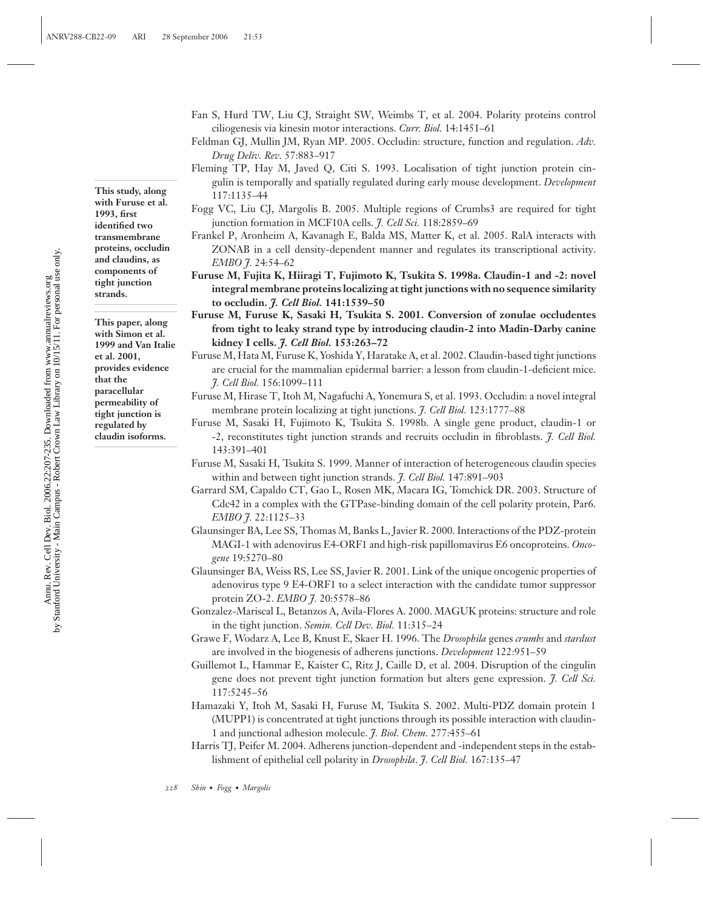Fan S, Hurd TW, Liu CJ, Straight SW, Weimbs T, et al. 2004. Polarity proteins control ciliogenesis via kinesin motor interactions. *Curr. Biol.* 14:1451–61

Feldman GJ, Mullin JM, Ryan MP. 2005. Occludin: structure, function and regulation. *Adv. Drug Deliv. Rev.* 57:883–917

Fleming TP, Hay M, Javed Q, Citi S. 1993. Localisation of tight junction protein cingulin is temporally and spatially regulated during early mouse development. *Development* 117:1135–44

Fogg VC, Liu CJ, Margolis B. 2005. Multiple regions of Crumbs3 are required for tight junction formation in MCF10A cells. *J. Cell Sci.* 118:2859–69

Frankel P, Aronheim A, Kavanagh E, Balda MS, Matter K, et al. 2005. RalA interacts with ZONAB in a cell density-dependent manner and regulates its transcriptional activity. *EMBO J.* 24:54–62

**Furuse M, Fujita K, Hiiragi T, Fujimoto K, Tsukita S. 1998a. Claudin-1 and -2: novel integral membrane proteins localizing at tight junctions with no sequence similarity to occludin. *J. Cell Biol.* 141:1539–50**

**This study, along with Furuse et al. 1993, first identified two transmembrane proteins, occludin and claudins, as components of tight junction strands.**

**Furuse M, Furuse K, Sasaki H, Tsukita S. 2001. Conversion of zonulae occludentes from tight to leaky strand type by introducing claudin-2 into Madin-Darby canine kidney I cells. *J. Cell Biol.* 153:263–72**

**This paper, along with Simon et al. 1999 and Van Italie et al. 2001, provides evidence that the paracellular permeability of tight junction is regulated by claudin isoforms.**

Furuse M, Hata M, Furuse K, Yoshida Y, Haratake A, et al. 2002. Claudin-based tight junctions are crucial for the mammalian epidermal barrier: a lesson from claudin-1-deficient mice. *J. Cell Biol.* 156:1099–111

Furuse M, Hirase T, Itoh M, Nagafuchi A, Yonemura S, et al. 1993. Occludin: a novel integral membrane protein localizing at tight junctions. *J. Cell Biol.* 123:1777–88

Furuse M, Sasaki H, Fujimoto K, Tsukita S. 1998b. A single gene product, claudin-1 or -2, reconstitutes tight junction strands and recruits occludin in fibroblasts. *J. Cell Biol.* 143:391–401

Furuse M, Sasaki H, Tsukita S. 1999. Manner of interaction of heterogeneous claudin species within and between tight junction strands. *J. Cell Biol.* 147:891–903

Garrard SM, Capaldo CT, Gao L, Rosen MK, Macara IG, Tomchick DR. 2003. Structure of Cdc42 in a complex with the GTPase-binding domain of the cell polarity protein, Par6. *EMBO J.* 22:1125–33

Glaunsinger BA, Lee SS, Thomas M, Banks L, Javier R. 2000. Interactions of the PDZ-protein MAGI-1 with adenovirus E4-ORF1 and high-risk papillomavirus E6 oncoproteins. *Oncogene* 19:5270–80

Glaunsinger BA, Weiss RS, Lee SS, Javier R. 2001. Link of the unique oncogenic properties of adenovirus type 9 E4-ORF1 to a select interaction with the candidate tumor suppressor protein ZO-2. *EMBO J.* 20:5578–86

Gonzalez-Mariscal L, Betanzos A, Avila-Flores A. 2000. MAGUK proteins: structure and role in the tight junction. *Semin. Cell Dev. Biol.* 11:315–24

Grawe F, Wodarz A, Lee B, Knust E, Skaer H. 1996. The *Drosophila* genes *crumbs* and *stardust* are involved in the biogenesis of adherens junctions. *Development* 122:951–59

Guillemot L, Hammar E, Kaister C, Ritz J, Caille D, et al. 2004. Disruption of the cingulin gene does not prevent tight junction formation but alters gene expression. *J. Cell Sci.* 117:5245–56

Hamazaki Y, Itoh M, Sasaki H, Furuse M, Tsukita S. 2002. Multi-PDZ domain protein 1 (MUPP1) is concentrated at tight junctions through its possible interaction with claudin-1 and junctional adhesion molecule. *J. Biol. Chem.* 277:455–61

Harris TJ, Peifer M. 2004. Adherens junction-dependent and -independent steps in the establishment of epithelial cell polarity in *Drosophila*. *J. Cell Biol.* 167:135–47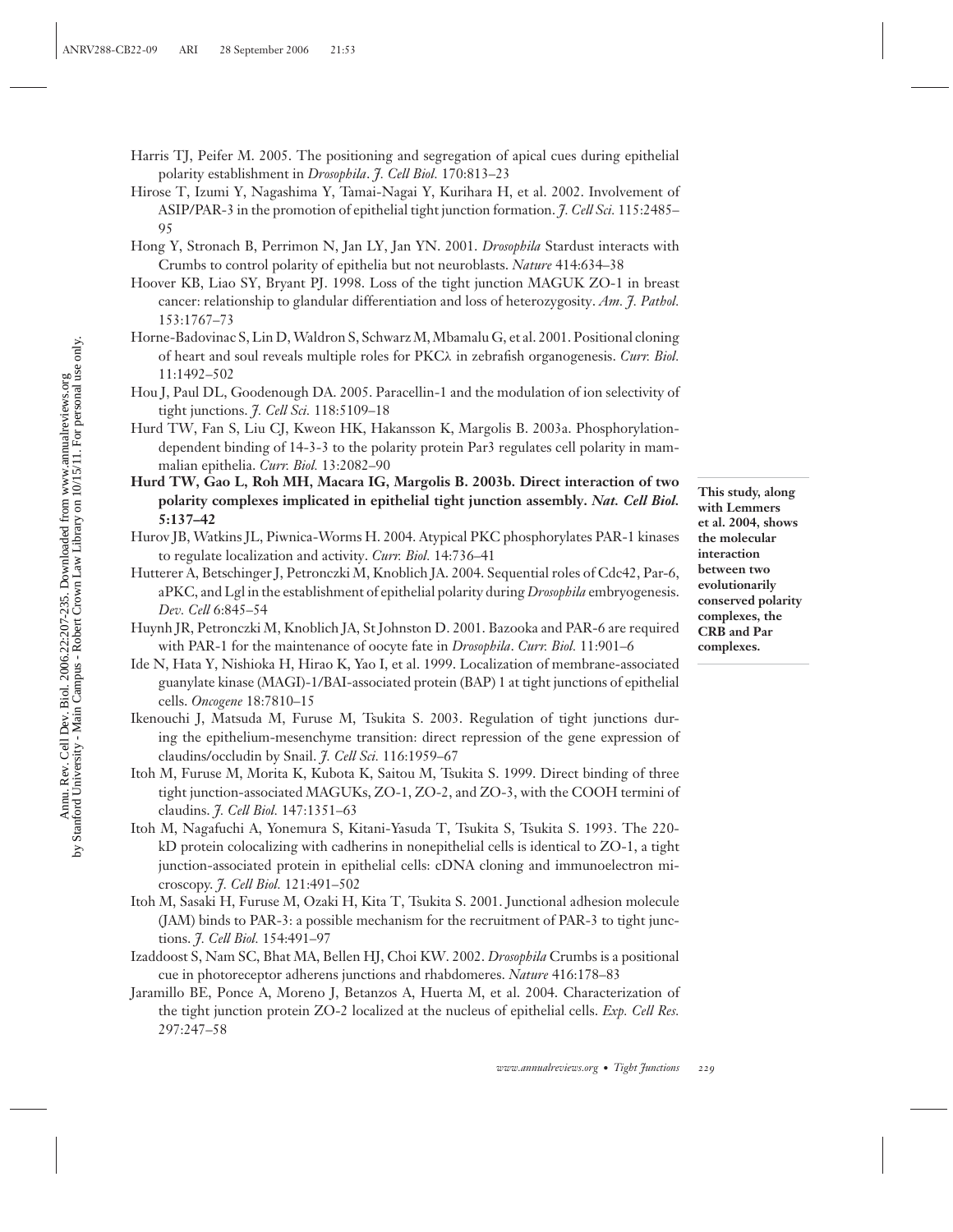Harris TJ, Peifer M. 2005. The positioning and segregation of apical cues during epithelial polarity establishment in *Drosophila*. *J. Cell Biol.* 170:813–23

Hirose T, Izumi Y, Nagashima Y, Tamai-Nagai Y, Kurihara H, et al. 2002. Involvement of ASIP/PAR-3 in the promotion of epithelial tight junction formation. *J. Cell Sci.* 115:2485–95

Hong Y, Stronach B, Perrimon N, Jan LY, Jan YN. 2001. *Drosophila* Stardust interacts with Crumbs to control polarity of epithelia but not neuroblasts. *Nature* 414:634–38

Hoover KB, Liao SY, Bryant PJ. 1998. Loss of the tight junction MAGUK ZO-1 in breast cancer: relationship to glandular differentiation and loss of heterozygosity. *Am. J. Pathol.* 153:1767–73

Horne-Badovinac S, Lin D, Waldron S, Schwarz M, Mbamalu G, et al. 2001. Positional cloning of heart and soul reveals multiple roles for PKC$\lambda$ in zebrafish organogenesis. *Curr. Biol.* 11:1492–502

Hou J, Paul DL, Goodenough DA. 2005. Paracellin-1 and the modulation of ion selectivity of tight junctions. *J. Cell Sci.* 118:5109–18

Hurd TW, Fan S, Liu CJ, Kweon HK, Hakansson K, Margolis B. 2003a. Phosphorylation-dependent binding of 14-3-3 to the polarity protein Par3 regulates cell polarity in mammalian epithelia. *Curr. Biol.* 13:2082–90

**Hurd TW, Gao L, Roh MH, Macara IG, Margolis B. 2003b. Direct interaction of two polarity complexes implicated in epithelial tight junction assembly. *Nat. Cell Biol.* 5:137–42**

**This study, along with Lemmers et al. 2004, shows the molecular interaction between two evolutionarily conserved polarity complexes, the CRB and Par complexes.**

Hurov JB, Watkins JL, Piwnica-Worms H. 2004. Atypical PKC phosphorylates PAR-1 kinases to regulate localization and activity. *Curr. Biol.* 14:736–41

Hutterer A, Betschinger J, Petronczki M, Knoblich JA. 2004. Sequential roles of Cdc42, Par-6, aPKC, and Lgl in the establishment of epithelial polarity during *Drosophila* embryogenesis. *Dev. Cell* 6:845–54

Huynh JR, Petronczki M, Knoblich JA, St Johnston D. 2001. Bazooka and PAR-6 are required with PAR-1 for the maintenance of oocyte fate in *Drosophila*. *Curr. Biol.* 11:901–6

Ide N, Hata Y, Nishioka H, Hirao K, Yao I, et al. 1999. Localization of membrane-associated guanylate kinase (MAGI)-1/BAI-associated protein (BAP) 1 at tight junctions of epithelial cells. *Oncogene* 18:7810–15

Ikenouchi J, Matsuda M, Furuse M, Tsukita S. 2003. Regulation of tight junctions during the epithelium-mesenchyme transition: direct repression of the gene expression of claudins/occludin by Snail. *J. Cell Sci.* 116:1959–67

Itoh M, Furuse M, Morita K, Kubota K, Saitou M, Tsukita S. 1999. Direct binding of three tight junction-associated MAGUKs, ZO-1, ZO-2, and ZO-3, with the COOH termini of claudins. *J. Cell Biol.* 147:1351–63

Itoh M, Nagafuchi A, Yonemura S, Kitani-Yasuda T, Tsukita S, Tsukita S. 1993. The 220-kD protein colocalizing with cadherins in nonepithelial cells is identical to ZO-1, a tight junction-associated protein in epithelial cells: cDNA cloning and immunoelectron microscopy. *J. Cell Biol.* 121:491–502

Itoh M, Sasaki H, Furuse M, Ozaki H, Kita T, Tsukita S. 2001. Junctional adhesion molecule (JAM) binds to PAR-3: a possible mechanism for the recruitment of PAR-3 to tight junctions. *J. Cell Biol.* 154:491–97

Izaddoost S, Nam SC, Bhat MA, Bellen HJ, Choi KW. 2002. *Drosophila* Crumbs is a positional cue in photoreceptor adherens junctions and rhabdomeres. *Nature* 416:178–83

Jaramillo BE, Ponce A, Moreno J, Betanzos A, Huerta M, et al. 2004. Characterization of the tight junction protein ZO-2 localized at the nucleus of epithelial cells. *Exp. Cell Res.* 297:247–58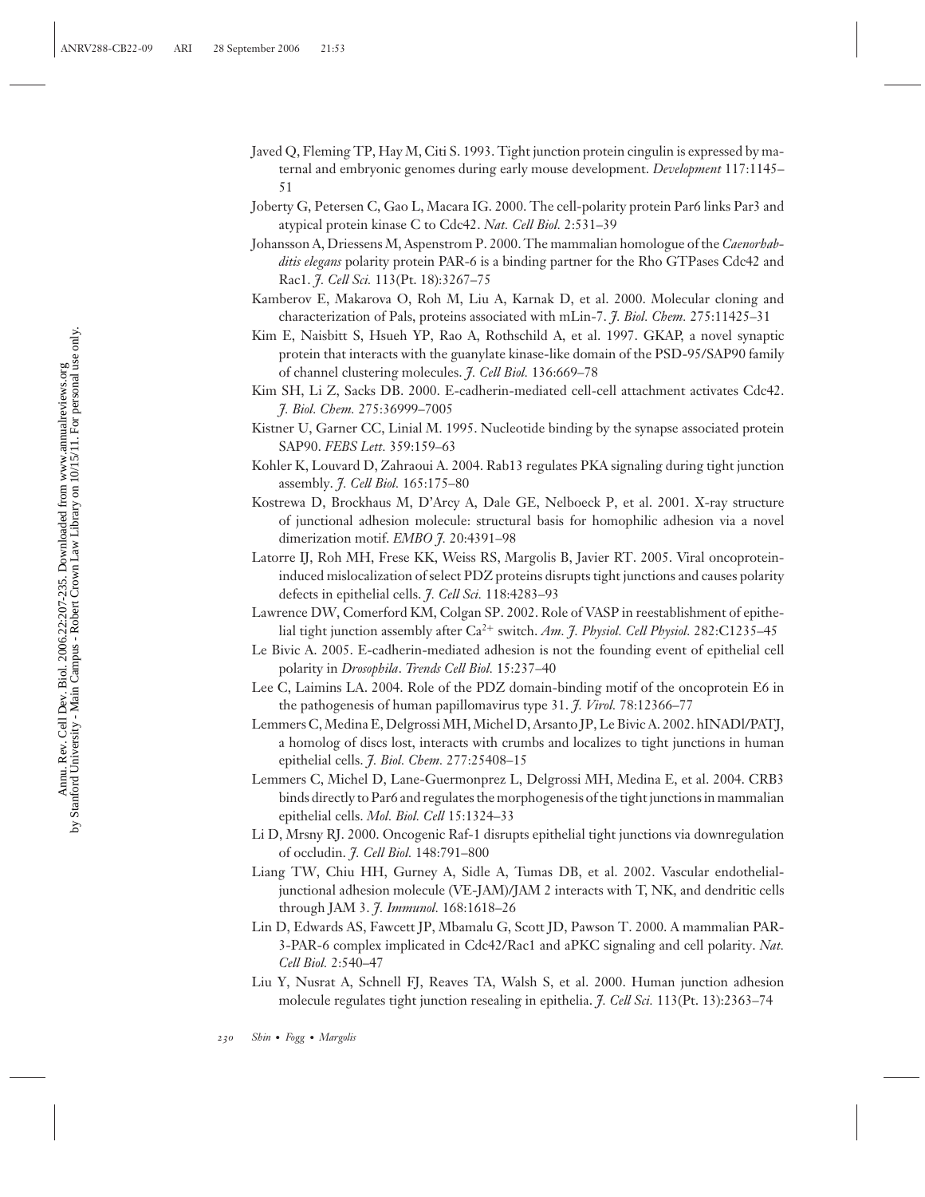Javed Q, Fleming TP, Hay M, Citi S. 1993. Tight junction protein cingulin is expressed by maternal and embryonic genomes during early mouse development. *Development* 117:1145–51

Joberty G, Petersen C, Gao L, Macara IG. 2000. The cell-polarity protein Par6 links Par3 and atypical protein kinase C to Cdc42. *Nat. Cell Biol.* 2:531–39

Johansson A, Driessens M, Aspenstrom P. 2000. The mammalian homologue of the *Caenorhabditis elegans* polarity protein PAR-6 is a binding partner for the Rho GTPases Cdc42 and Rac1. *J. Cell Sci.* 113(Pt. 18):3267–75

Kamberov E, Makarova O, Roh M, Liu A, Karnak D, et al. 2000. Molecular cloning and characterization of Pals, proteins associated with mLin-7. *J. Biol. Chem.* 275:11425–31

Kim E, Naisbitt S, Hsueh YP, Rao A, Rothschild A, et al. 1997. GKAP, a novel synaptic protein that interacts with the guanylate kinase-like domain of the PSD-95/SAP90 family of channel clustering molecules. *J. Cell Biol.* 136:669–78

Kim SH, Li Z, Sacks DB. 2000. E-cadherin-mediated cell-cell attachment activates Cdc42. *J. Biol. Chem.* 275:36999–7005

Kistner U, Garner CC, Linial M. 1995. Nucleotide binding by the synapse associated protein SAP90. *FEBS Lett.* 359:159–63

Kohler K, Louvard D, Zahraoui A. 2004. Rab13 regulates PKA signaling during tight junction assembly. *J. Cell Biol.* 165:175–80

Kostrewa D, Brockhaus M, D'Arcy A, Dale GE, Nelboeck P, et al. 2001. X-ray structure of junctional adhesion molecule: structural basis for homophilic adhesion via a novel dimerization motif. *EMBO J.* 20:4391–98

Latorre IJ, Roh MH, Frese KK, Weiss RS, Margolis B, Javier RT. 2005. Viral oncoprotein-induced mislocalization of select PDZ proteins disrupts tight junctions and causes polarity defects in epithelial cells. *J. Cell Sci.* 118:4283–93

Lawrence DW, Comerford KM, Colgan SP. 2002. Role of VASP in reestablishment of epithelial tight junction assembly after $Ca^{2+}$ switch. *Am. J. Physiol. Cell Physiol.* 282:C1235–45

Le Bivic A. 2005. E-cadherin-mediated adhesion is not the founding event of epithelial cell polarity in *Drosophila*. *Trends Cell Biol.* 15:237–40

Lee C, Laimins LA. 2004. Role of the PDZ domain-binding motif of the oncoprotein E6 in the pathogenesis of human papillomavirus type 31. *J. Virol.* 78:12366–77

Lemmers C, Medina E, Delgrossi MH, Michel D, Arsanto JP, Le Bivic A. 2002. hINADl/PATJ, a homolog of discs lost, interacts with crumbs and localizes to tight junctions in human epithelial cells. *J. Biol. Chem.* 277:25408–15

Lemmers C, Michel D, Lane-Guermonprez L, Delgrossi MH, Medina E, et al. 2004. CRB3 binds directly to Par6 and regulates the morphogenesis of the tight junctions in mammalian epithelial cells. *Mol. Biol. Cell* 15:1324–33

Li D, Mrsny RJ. 2000. Oncogenic Raf-1 disrupts epithelial tight junctions via downregulation of occludin. *J. Cell Biol.* 148:791–800

Liang TW, Chiu HH, Gurney A, Sidle A, Tumas DB, et al. 2002. Vascular endothelial-junctional adhesion molecule (VE-JAM)/JAM 2 interacts with T, NK, and dendritic cells through JAM 3. *J. Immunol.* 168:1618–26

Lin D, Edwards AS, Fawcett JP, Mbamalu G, Scott JD, Pawson T. 2000. A mammalian PAR-3-PAR-6 complex implicated in Cdc42/Rac1 and aPKC signaling and cell polarity. *Nat. Cell Biol.* 2:540–47

Liu Y, Nusrat A, Schnell FJ, Reaves TA, Walsh S, et al. 2000. Human junction adhesion molecule regulates tight junction resealing in epithelia. *J. Cell Sci.* 113(Pt. 13):2363–74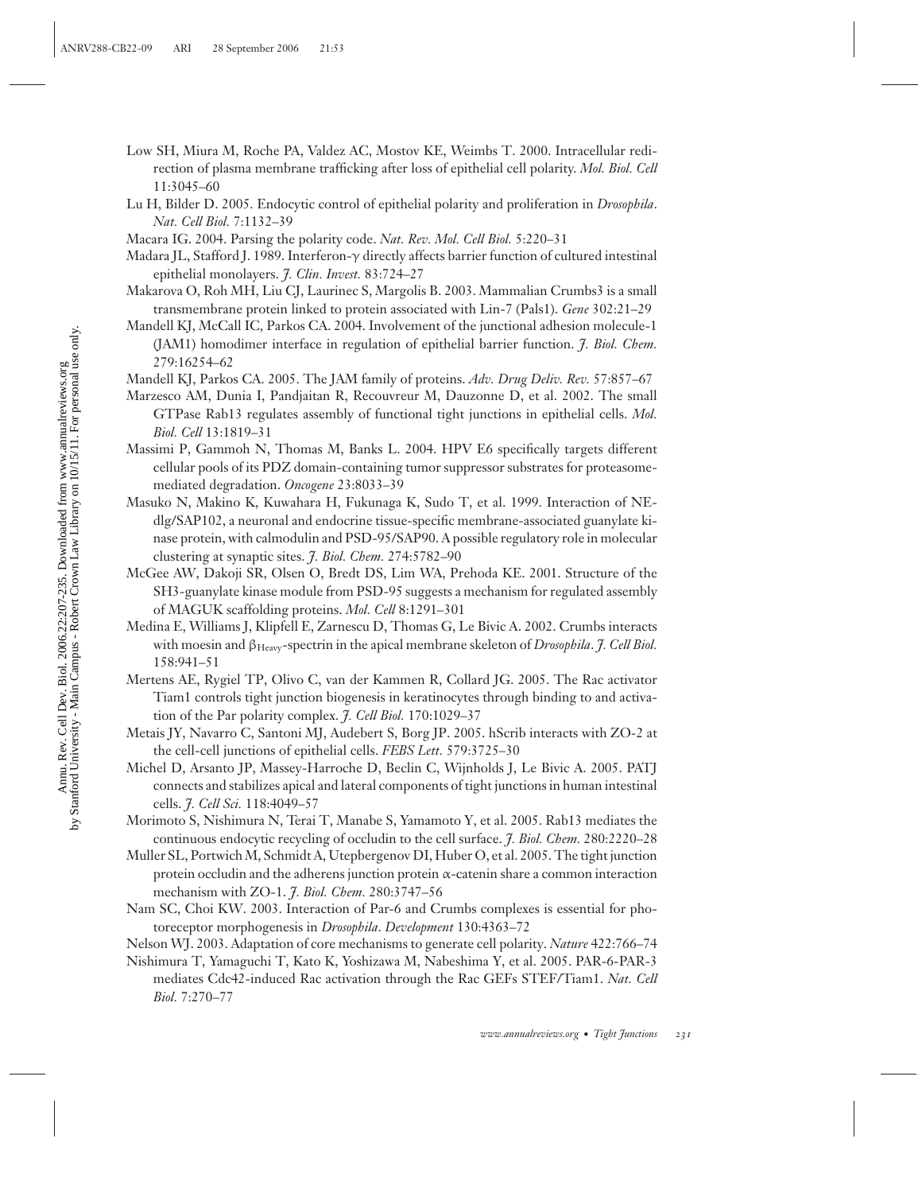Low SH, Miura M, Roche PA, Valdez AC, Mostov KE, Weimbs T. 2000. Intracellular redirection of plasma membrane trafficking after loss of epithelial cell polarity. *Mol. Biol. Cell* 11:3045–60

Lu H, Bilder D. 2005. Endocytic control of epithelial polarity and proliferation in *Drosophila*. *Nat. Cell Biol.* 7:1132–39

Macara IG. 2004. Parsing the polarity code. *Nat. Rev. Mol. Cell Biol.* 5:220–31

Madara JL, Stafford J. 1989. Interferon-γ directly affects barrier function of cultured intestinal epithelial monolayers. *J. Clin. Invest.* 83:724–27

Makarova O, Roh MH, Liu CJ, Laurinec S, Margolis B. 2003. Mammalian Crumbs3 is a small transmembrane protein linked to protein associated with Lin-7 (Pals1). *Gene* 302:21–29

Mandell KJ, McCall IC, Parkos CA. 2004. Involvement of the junctional adhesion molecule-1 (JAM1) homodimer interface in regulation of epithelial barrier function. *J. Biol. Chem.* 279:16254–62

Mandell KJ, Parkos CA. 2005. The JAM family of proteins. *Adv. Drug Deliv. Rev.* 57:857–67

Marzesco AM, Dunia I, Pandjaitan R, Recouvreur M, Dauzonne D, et al. 2002. The small GTPase Rab13 regulates assembly of functional tight junctions in epithelial cells. *Mol. Biol. Cell* 13:1819–31

Massimi P, Gammoh N, Thomas M, Banks L. 2004. HPV E6 specifically targets different cellular pools of its PDZ domain-containing tumor suppressor substrates for proteasome-mediated degradation. *Oncogene* 23:8033–39

Masuko N, Makino K, Kuwahara H, Fukunaga K, Sudo T, et al. 1999. Interaction of NE-dlg/SAP102, a neuronal and endocrine tissue-specific membrane-associated guanylate kinase protein, with calmodulin and PSD-95/SAP90. A possible regulatory role in molecular clustering at synaptic sites. *J. Biol. Chem.* 274:5782–90

McGee AW, Dakoji SR, Olsen O, Bredt DS, Lim WA, Prehoda KE. 2001. Structure of the SH3-guanylate kinase module from PSD-95 suggests a mechanism for regulated assembly of MAGUK scaffolding proteins. *Mol. Cell* 8:1291–301

Medina E, Williams J, Klipfell E, Zarnescu D, Thomas G, Le Bivic A. 2002. Crumbs interacts with moesin and $\beta_{\text{Heavy}}$-spectrin in the apical membrane skeleton of *Drosophila*. *J. Cell Biol.* 158:941–51

Mertens AE, Rygiel TP, Olivo C, van der Kammen R, Collard JG. 2005. The Rac activator Tiam1 controls tight junction biogenesis in keratinocytes through binding to and activation of the Par polarity complex. *J. Cell Biol.* 170:1029–37

Metais JY, Navarro C, Santoni MJ, Audebert S, Borg JP. 2005. hScrib interacts with ZO-2 at the cell-cell junctions of epithelial cells. *FEBS Lett.* 579:3725–30

Michel D, Arsanto JP, Massey-Harroche D, Beclin C, Wijnholds J, Le Bivic A. 2005. PATJ connects and stabilizes apical and lateral components of tight junctions in human intestinal cells. *J. Cell Sci.* 118:4049–57

Morimoto S, Nishimura N, Terai T, Manabe S, Yamamoto Y, et al. 2005. Rab13 mediates the continuous endocytic recycling of occludin to the cell surface. *J. Biol. Chem.* 280:2220–28

Muller SL, Portwich M, Schmidt A, Utepbergenov DI, Huber O, et al. 2005. The tight junction protein occludin and the adherens junction protein α-catenin share a common interaction mechanism with ZO-1. *J. Biol. Chem.* 280:3747–56

Nam SC, Choi KW. 2003. Interaction of Par-6 and Crumbs complexes is essential for photoreceptor morphogenesis in *Drosophila*. *Development* 130:4363–72

Nelson WJ. 2003. Adaptation of core mechanisms to generate cell polarity. *Nature* 422:766–74

Nishimura T, Yamaguchi T, Kato K, Yoshizawa M, Nabeshima Y, et al. 2005. PAR-6-PAR-3 mediates Cdc42-induced Rac activation through the Rac GEFs STEF/Tiam1. *Nat. Cell Biol.* 7:270–77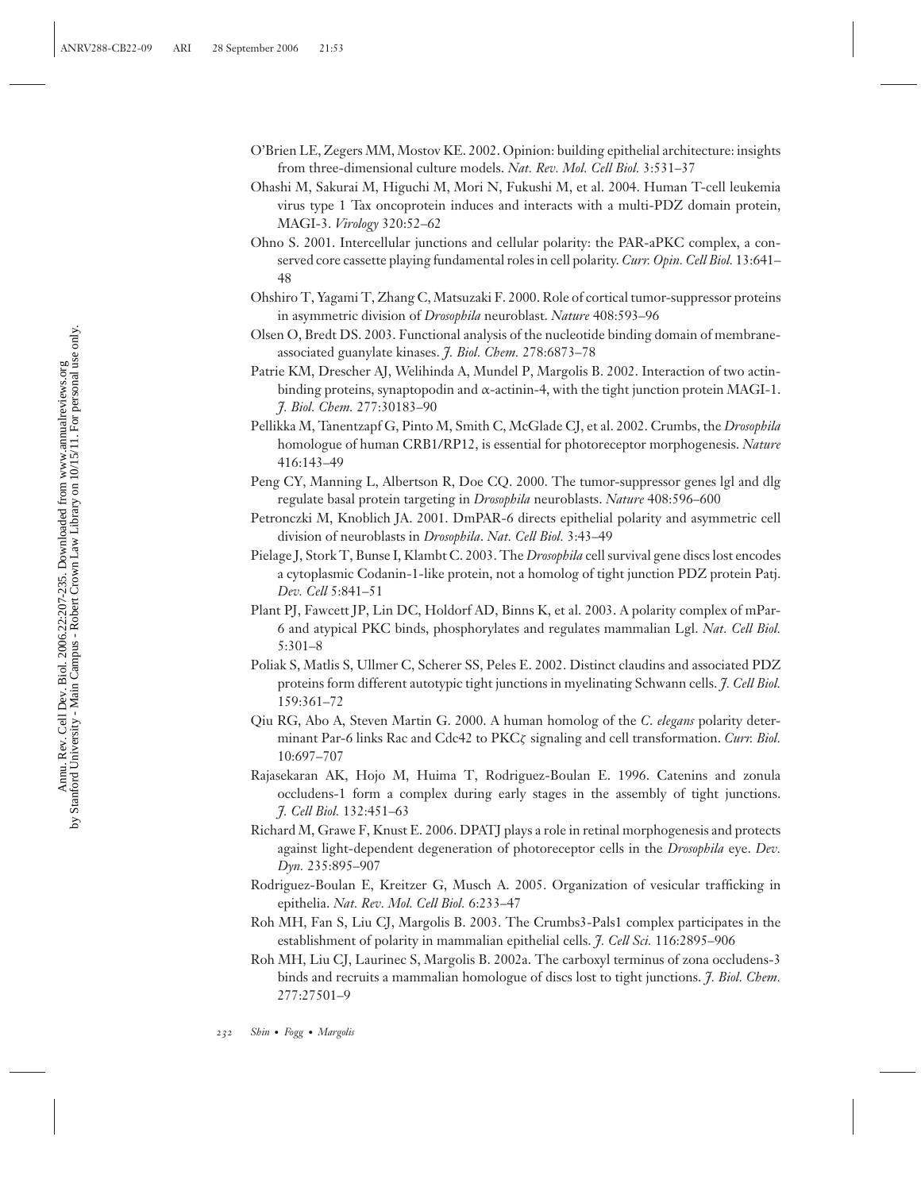O'Brien LE, Zegers MM, Mostov KE. 2002. Opinion: building epithelial architecture: insights from three-dimensional culture models. *Nat. Rev. Mol. Cell Biol.* 3:531–37

Ohashi M, Sakurai M, Higuchi M, Mori N, Fukushi M, et al. 2004. Human T-cell leukemia virus type 1 Tax oncoprotein induces and interacts with a multi-PDZ domain protein, MAGI-3. *Virology* 320:52–62

Ohno S. 2001. Intercellular junctions and cellular polarity: the PAR-aPKC complex, a conserved core cassette playing fundamental roles in cell polarity. *Curr. Opin. Cell Biol.* 13:641–48

Ohshiro T, Yagami T, Zhang C, Matsuzaki F. 2000. Role of cortical tumor-suppressor proteins in asymmetric division of *Drosophila* neuroblast. *Nature* 408:593–96

Olsen O, Bredt DS. 2003. Functional analysis of the nucleotide binding domain of membrane-associated guanylate kinases. *J. Biol. Chem.* 278:6873–78

Patrie KM, Drescher AJ, Welihinda A, Mundel P, Margolis B. 2002. Interaction of two actin-binding proteins, synaptopodin and α-actinin-4, with the tight junction protein MAGI-1. *J. Biol. Chem.* 277:30183–90

Pellikka M, Tanentzapf G, Pinto M, Smith C, McGlade CJ, et al. 2002. Crumbs, the *Drosophila* homologue of human CRB1/RP12, is essential for photoreceptor morphogenesis. *Nature* 416:143–49

Peng CY, Manning L, Albertson R, Doe CQ. 2000. The tumor-suppressor genes lgl and dlg regulate basal protein targeting in *Drosophila* neuroblasts. *Nature* 408:596–600

Petronczki M, Knoblich JA. 2001. DmPAR-6 directs epithelial polarity and asymmetric cell division of neuroblasts in *Drosophila*. *Nat. Cell Biol.* 3:43–49

Pielage J, Stork T, Bunse I, Klambt C. 2003. The *Drosophila* cell survival gene discs lost encodes a cytoplasmic Codanin-1-like protein, not a homolog of tight junction PDZ protein Patj. *Dev. Cell* 5:841–51

Plant PJ, Fawcett JP, Lin DC, Holdorf AD, Binns K, et al. 2003. A polarity complex of mPar-6 and atypical PKC binds, phosphorylates and regulates mammalian Lgl. *Nat. Cell Biol.* 5:301–8

Poliak S, Matlis S, Ullmer C, Scherer SS, Peles E. 2002. Distinct claudins and associated PDZ proteins form different autotypic tight junctions in myelinating Schwann cells. *J. Cell Biol.* 159:361–72

Qiu RG, Abo A, Steven Martin G. 2000. A human homolog of the *C. elegans* polarity determinant Par-6 links Rac and Cdc42 to PKCζ signaling and cell transformation. *Curr. Biol.* 10:697–707

Rajasekaran AK, Hojo M, Huima T, Rodriguez-Boulan E. 1996. Catenins and zonula occludens-1 form a complex during early stages in the assembly of tight junctions. *J. Cell Biol.* 132:451–63

Richard M, Grawe F, Knust E. 2006. DPATJ plays a role in retinal morphogenesis and protects against light-dependent degeneration of photoreceptor cells in the *Drosophila* eye. *Dev. Dyn.* 235:895–907

Rodriguez-Boulan E, Kreitzer G, Musch A. 2005. Organization of vesicular trafficking in epithelia. *Nat. Rev. Mol. Cell Biol.* 6:233–47

Roh MH, Fan S, Liu CJ, Margolis B. 2003. The Crumbs3-Pals1 complex participates in the establishment of polarity in mammalian epithelial cells. *J. Cell Sci.* 116:2895–906

Roh MH, Liu CJ, Laurinec S, Margolis B. 2002a. The carboxyl terminus of zona occludens-3 binds and recruits a mammalian homologue of discs lost to tight junctions. *J. Biol. Chem.* 277:27501–9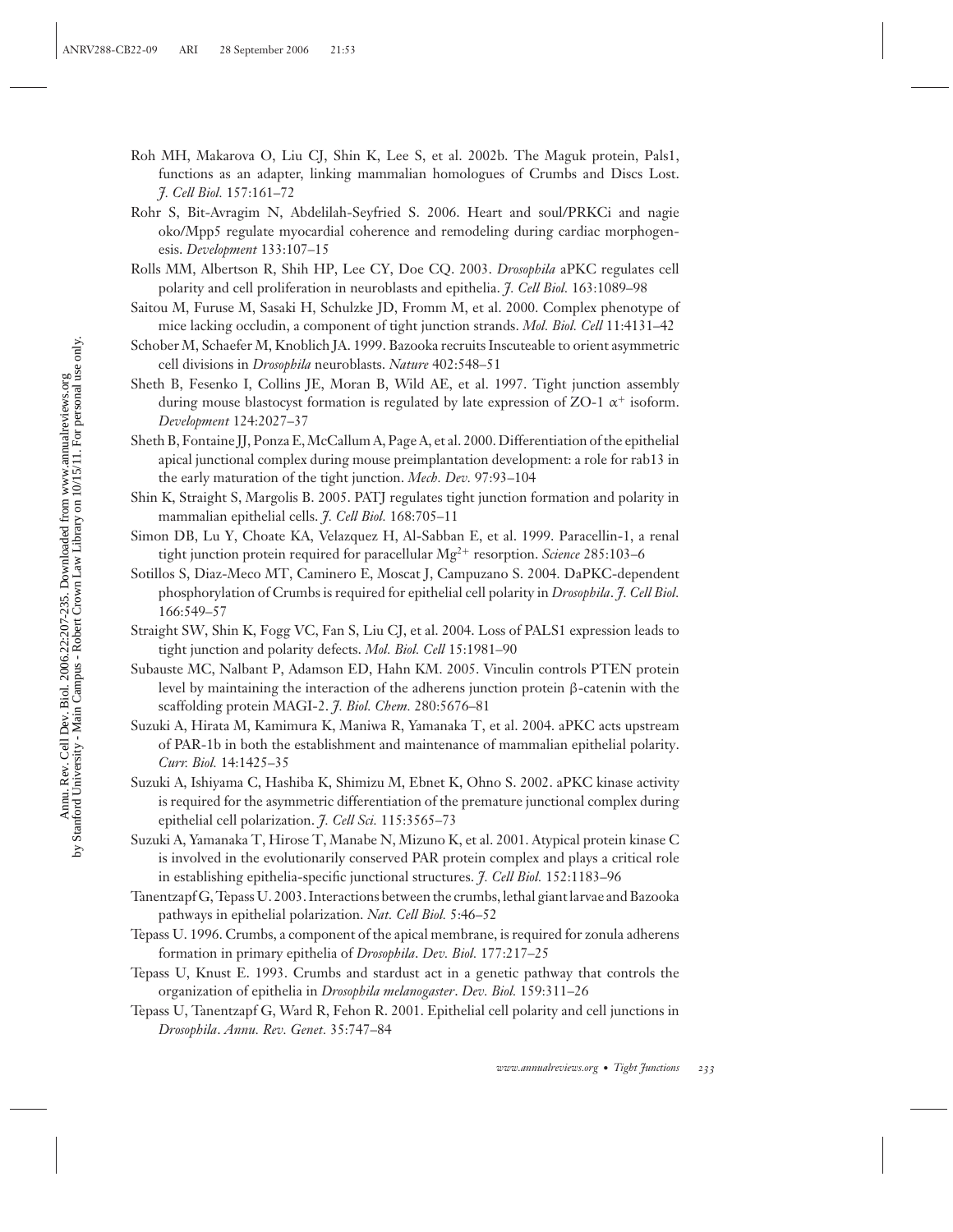Roh MH, Makarova O, Liu CJ, Shin K, Lee S, et al. 2002b. The Maguk protein, Pals1, functions as an adapter, linking mammalian homologues of Crumbs and Discs Lost. *J. Cell Biol.* 157:161–72

Rohr S, Bit-Avragim N, Abdelilah-Seyfried S. 2006. Heart and soul/PRKCi and nagie oko/Mpp5 regulate myocardial coherence and remodeling during cardiac morphogenesis. *Development* 133:107–15

Rolls MM, Albertson R, Shih HP, Lee CY, Doe CQ. 2003. *Drosophila* aPKC regulates cell polarity and cell proliferation in neuroblasts and epithelia. *J. Cell Biol.* 163:1089–98

Saitou M, Furuse M, Sasaki H, Schulzke JD, Fromm M, et al. 2000. Complex phenotype of mice lacking occludin, a component of tight junction strands. *Mol. Biol. Cell* 11:4131–42

Schober M, Schaefer M, Knoblich JA. 1999. Bazooka recruits Inscuteable to orient asymmetric cell divisions in *Drosophila* neuroblasts. *Nature* 402:548–51

Sheth B, Fesenko I, Collins JE, Moran B, Wild AE, et al. 1997. Tight junction assembly during mouse blastocyst formation is regulated by late expression of ZO-1 $\alpha^+$ isoform. *Development* 124:2027–37

Sheth B, Fontaine JJ, Ponza E, McCallum A, Page A, et al. 2000. Differentiation of the epithelial apical junctional complex during mouse preimplantation development: a role for rab13 in the early maturation of the tight junction. *Mech. Dev.* 97:93–104

Shin K, Straight S, Margolis B. 2005. PATJ regulates tight junction formation and polarity in mammalian epithelial cells. *J. Cell Biol.* 168:705–11

Simon DB, Lu Y, Choate KA, Velazquez H, Al-Sabban E, et al. 1999. Paracellin-1, a renal tight junction protein required for paracellular $Mg^{2+}$ resorption. *Science* 285:103–6

Sotillos S, Diaz-Meco MT, Caminero E, Moscat J, Campuzano S. 2004. DaPKC-dependent phosphorylation of Crumbs is required for epithelial cell polarity in *Drosophila*. *J. Cell Biol.* 166:549–57

Straight SW, Shin K, Fogg VC, Fan S, Liu CJ, et al. 2004. Loss of PALS1 expression leads to tight junction and polarity defects. *Mol. Biol. Cell* 15:1981–90

Subauste MC, Nalbant P, Adamson ED, Hahn KM. 2005. Vinculin controls PTEN protein level by maintaining the interaction of the adherens junction protein β-catenin with the scaffolding protein MAGI-2. *J. Biol. Chem.* 280:5676–81

Suzuki A, Hirata M, Kamimura K, Maniwa R, Yamanaka T, et al. 2004. aPKC acts upstream of PAR-1b in both the establishment and maintenance of mammalian epithelial polarity. *Curr. Biol.* 14:1425–35

Suzuki A, Ishiyama C, Hashiba K, Shimizu M, Ebnet K, Ohno S. 2002. aPKC kinase activity is required for the asymmetric differentiation of the premature junctional complex during epithelial cell polarization. *J. Cell Sci.* 115:3565–73

Suzuki A, Yamanaka T, Hirose T, Manabe N, Mizuno K, et al. 2001. Atypical protein kinase C is involved in the evolutionarily conserved PAR protein complex and plays a critical role in establishing epithelia-specific junctional structures. *J. Cell Biol.* 152:1183–96

Tanentzapf G, Tepass U. 2003. Interactions between the crumbs, lethal giant larvae and Bazooka pathways in epithelial polarization. *Nat. Cell Biol.* 5:46–52

Tepass U. 1996. Crumbs, a component of the apical membrane, is required for zonula adherens formation in primary epithelia of *Drosophila*. *Dev. Biol.* 177:217–25

Tepass U, Knust E. 1993. Crumbs and stardust act in a genetic pathway that controls the organization of epithelia in *Drosophila melanogaster*. *Dev. Biol.* 159:311–26

Tepass U, Tanentzapf G, Ward R, Fehon R. 2001. Epithelial cell polarity and cell junctions in *Drosophila*. *Annu. Rev. Genet.* 35:747–84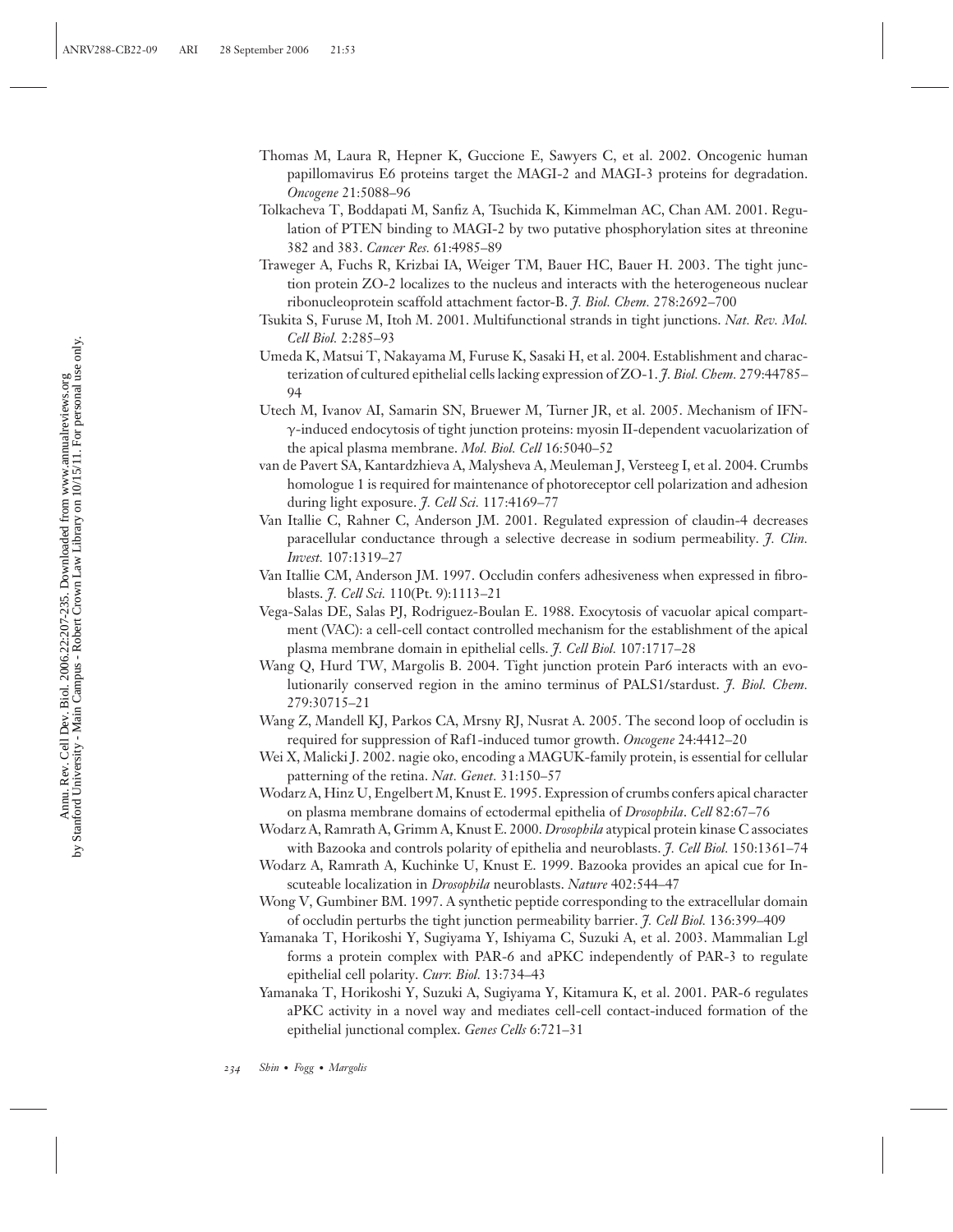Thomas M, Laura R, Hepner K, Guccione E, Sawyers C, et al. 2002. Oncogenic human papillomavirus E6 proteins target the MAGI-2 and MAGI-3 proteins for degradation. *Oncogene* 21:5088–96

Tolkacheva T, Boddapati M, Sanfiz A, Tsuchida K, Kimmelman AC, Chan AM. 2001. Regulation of PTEN binding to MAGI-2 by two putative phosphorylation sites at threonine 382 and 383. *Cancer Res.* 61:4985–89

Traweger A, Fuchs R, Krizbai IA, Weiger TM, Bauer HC, Bauer H. 2003. The tight junction protein ZO-2 localizes to the nucleus and interacts with the heterogeneous nuclear ribonucleoprotein scaffold attachment factor-B. *J. Biol. Chem.* 278:2692–700

Tsukita S, Furuse M, Itoh M. 2001. Multifunctional strands in tight junctions. *Nat. Rev. Mol. Cell Biol.* 2:285–93

Umeda K, Matsui T, Nakayama M, Furuse K, Sasaki H, et al. 2004. Establishment and characterization of cultured epithelial cells lacking expression of ZO-1. *J. Biol. Chem.* 279:44785–94

Utech M, Ivanov AI, Samarin SN, Bruewer M, Turner JR, et al. 2005. Mechanism of IFN-$\gamma$-induced endocytosis of tight junction proteins: myosin II-dependent vacuolarization of the apical plasma membrane. *Mol. Biol. Cell* 16:5040–52

van de Pavert SA, Kantardzhieva A, Malysheva A, Meuleman J, Versteeg I, et al. 2004. Crumbs homologue 1 is required for maintenance of photoreceptor cell polarization and adhesion during light exposure. *J. Cell Sci.* 117:4169–77

Van Itallie C, Rahner C, Anderson JM. 2001. Regulated expression of claudin-4 decreases paracellular conductance through a selective decrease in sodium permeability. *J. Clin. Invest.* 107:1319–27

Van Itallie CM, Anderson JM. 1997. Occludin confers adhesiveness when expressed in fibroblasts. *J. Cell Sci.* 110(Pt. 9):1113–21

Vega-Salas DE, Salas PJ, Rodriguez-Boulan E. 1988. Exocytosis of vacuolar apical compartment (VAC): a cell-cell contact controlled mechanism for the establishment of the apical plasma membrane domain in epithelial cells. *J. Cell Biol.* 107:1717–28

Wang Q, Hurd TW, Margolis B. 2004. Tight junction protein Par6 interacts with an evolutionarily conserved region in the amino terminus of PALS1/stardust. *J. Biol. Chem.* 279:30715–21

Wang Z, Mandell KJ, Parkos CA, Mrsny RJ, Nusrat A. 2005. The second loop of occludin is required for suppression of Raf1-induced tumor growth. *Oncogene* 24:4412–20

Wei X, Malicki J. 2002. nagie oko, encoding a MAGUK-family protein, is essential for cellular patterning of the retina. *Nat. Genet.* 31:150–57

Wodarz A, Hinz U, Engelbert M, Knust E. 1995. Expression of crumbs confers apical character on plasma membrane domains of ectodermal epithelia of *Drosophila*. *Cell* 82:67–76

Wodarz A, Ramrath A, Grimm A, Knust E. 2000. *Drosophila* atypical protein kinase C associates with Bazooka and controls polarity of epithelia and neuroblasts. *J. Cell Biol.* 150:1361–74

Wodarz A, Ramrath A, Kuchinke U, Knust E. 1999. Bazooka provides an apical cue for Inscuteable localization in *Drosophila* neuroblasts. *Nature* 402:544–47

Wong V, Gumbiner BM. 1997. A synthetic peptide corresponding to the extracellular domain of occludin perturbs the tight junction permeability barrier. *J. Cell Biol.* 136:399–409

Yamanaka T, Horikoshi Y, Sugiyama Y, Ishiyama C, Suzuki A, et al. 2003. Mammalian Lgl forms a protein complex with PAR-6 and aPKC independently of PAR-3 to regulate epithelial cell polarity. *Curr. Biol.* 13:734–43

Yamanaka T, Horikoshi Y, Suzuki A, Sugiyama Y, Kitamura K, et al. 2001. PAR-6 regulates aPKC activity in a novel way and mediates cell-cell contact-induced formation of the epithelial junctional complex. *Genes Cells* 6:721–31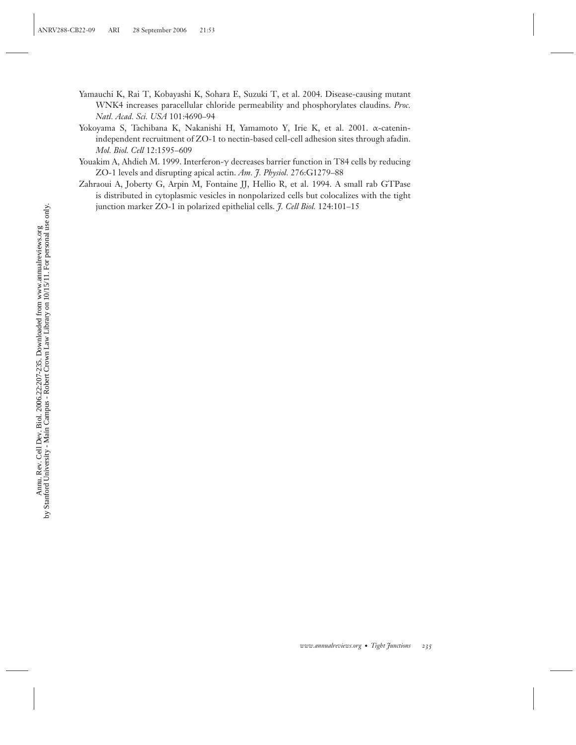Yamauchi K, Rai T, Kobayashi K, Sohara E, Suzuki T, et al. 2004. Disease-causing mutant WNK4 increases paracellular chloride permeability and phosphorylates claudins. *Proc. Natl. Acad. Sci. USA* 101:4690–94

Yokoyama S, Tachibana K, Nakanishi H, Yamamoto Y, Irie K, et al. 2001. α-catenin-independent recruitment of ZO-1 to nectin-based cell-cell adhesion sites through afadin. *Mol. Biol. Cell* 12:1595–609

Youakim A, Ahdieh M. 1999. Interferon-γ decreases barrier function in T84 cells by reducing ZO-1 levels and disrupting apical actin. *Am. J. Physiol.* 276:G1279–88

Zahraoui A, Joberty G, Arpin M, Fontaine JJ, Hellio R, et al. 1994. A small rab GTPase is distributed in cytoplasmic vesicles in nonpolarized cells but colocalizes with the tight junction marker ZO-1 in polarized epithelial cells. *J. Cell Biol.* 124:101–15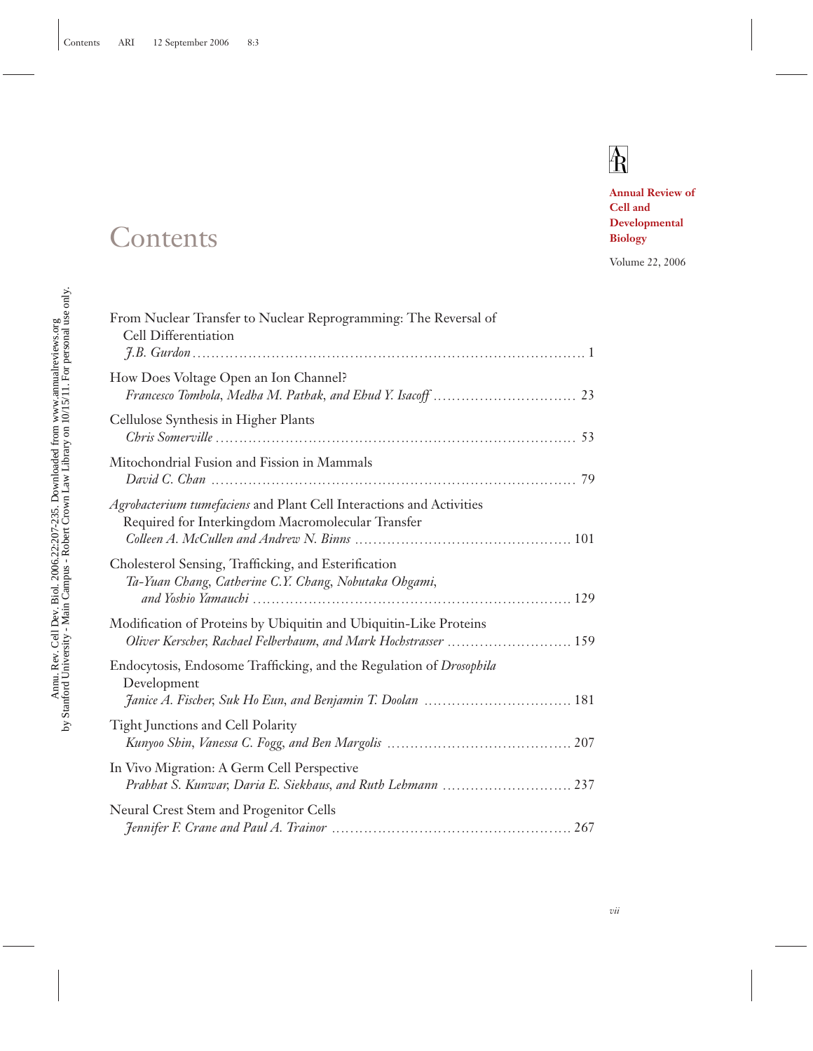**Annual Review of Cell and Developmental Biology**

Volume 22, 2006

# Contents

From Nuclear Transfer to Nuclear Reprogramming: The Reversal of Cell Differentiation
*J.B. Gurdon* . . . . . . . . . . . . . . . . . . . . . . . . . . . . . . . . . . . . . . . . . . . . . . . . . . . . . . . . . . . . . . . . . . . . . . . . . . . . 1

How Does Voltage Open an Ion Channel?
*Francesco Tombola, Medha M. Pathak, and Ehud Y. Isacoff* . . . . . . . . . . . . . . . . . . . . . . . . . . . . . . 23

Cellulose Synthesis in Higher Plants
*Chris Somerville* . . . . . . . . . . . . . . . . . . . . . . . . . . . . . . . . . . . . . . . . . . . . . . . . . . . . . . . . . . . . . . . . . . . . . . . 53

Mitochondrial Fusion and Fission in Mammals
*David C. Chan* . . . . . . . . . . . . . . . . . . . . . . . . . . . . . . . . . . . . . . . . . . . . . . . . . . . . . . . . . . . . . . . . . . . . . . . . 79

*Agrobacterium tumefaciens* and Plant Cell Interactions and Activities Required for Interkingdom Macromolecular Transfer
*Colleen A. McCullen and Andrew N. Binns* . . . . . . . . . . . . . . . . . . . . . . . . . . . . . . . . . . . . . . . . . . . . . 101

Cholesterol Sensing, Trafficking, and Esterification
*Ta-Yuan Chang, Catherine C.Y. Chang, Nobutaka Ohgami, and Yoshio Yamauchi* . . . . . . . . . . . . . . . . . . . . . . . . . . . . . . . . . . . . . . . . . . . . . . . . . . . . . . . . . . . . . . . . . 129

Modification of Proteins by Ubiquitin and Ubiquitin-Like Proteins
*Oliver Kerscher, Rachael Felberbaum, and Mark Hochstrasser* . . . . . . . . . . . . . . . . . . . . . . . . . . 159

Endocytosis, Endosome Trafficking, and the Regulation of *Drosophila* Development
*Janice A. Fischer, Suk Ho Eun, and Benjamin T. Doolan* . . . . . . . . . . . . . . . . . . . . . . . . . . . . . . . 181

Tight Junctions and Cell Polarity
*Kunyoo Shin, Vanessa C. Fogg, and Ben Margolis* . . . . . . . . . . . . . . . . . . . . . . . . . . . . . . . . . . . . . . . 207

In Vivo Migration: A Germ Cell Perspective
*Prabhat S. Kunwar, Daria E. Siekhaus, and Ruth Lehmann* . . . . . . . . . . . . . . . . . . . . . . . . . . . 237

Neural Crest Stem and Progenitor Cells
*Jennifer F. Crane and Paul A. Trainor* . . . . . . . . . . . . . . . . . . . . . . . . . . . . . . . . . . . . . . . . . . . . . . . . . . 267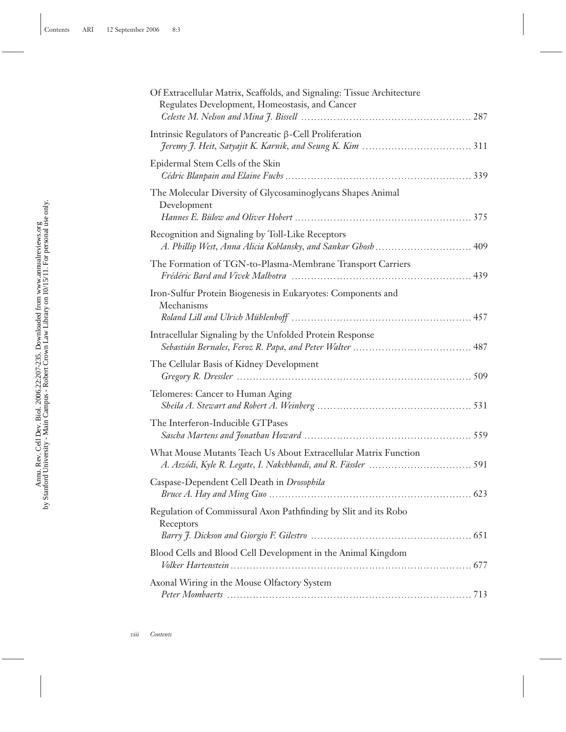Of Extracellular Matrix, Scaffolds, and Signaling: Tissue Architecture Regulates Development, Homeostasis, and Cancer
*Celeste M. Nelson and Mina J. Bissell* ........ 287

Intrinsic Regulators of Pancreatic β-Cell Proliferation
*Jeremy J. Heit, Satyajit K. Karnik, and Seung K. Kim* ........ 311

Epidermal Stem Cells of the Skin
*Cédric Blanpain and Elaine Fuchs* ........ 339

The Molecular Diversity of Glycosaminoglycans Shapes Animal Development
*Hannes E. Bülow and Oliver Hobert* ........ 375

Recognition and Signaling by Toll-Like Receptors
*A. Phillip West, Anna Alicia Koblansky, and Sankar Ghosh* ........ 409

The Formation of TGN-to-Plasma-Membrane Transport Carriers
*Frédéric Bard and Vivek Malhotra* ........ 439

Iron-Sulfur Protein Biogenesis in Eukaryotes: Components and Mechanisms
*Roland Lill and Ulrich Mühlenhoff* ........ 457

Intracellular Signaling by the Unfolded Protein Response
*Sebastián Bernales, Feroz R. Papa, and Peter Walter* ........ 487

The Cellular Basis of Kidney Development
*Gregory R. Dressler* ........ 509

Telomeres: Cancer to Human Aging
*Sheila A. Stewart and Robert A. Weinberg* ........ 531

The Interferon-Inducible GTPases
*Sascha Martens and Jonathan Howard* ........ 559

What Mouse Mutants Teach Us About Extracellular Matrix Function
*A. Aszódi, Kyle R. Legate, I. Nakchbandi, and R. Fässler* ........ 591

Caspase-Dependent Cell Death in *Drosophila*
*Bruce A. Hay and Ming Guo* ........ 623

Regulation of Commissural Axon Pathfinding by Slit and its Robo Receptors
*Barry J. Dickson and Giorgio F. Gilestro* ........ 651

Blood Cells and Blood Cell Development in the Animal Kingdom
*Volker Hartenstein* ........ 677

Axonal Wiring in the Mouse Olfactory System
*Peter Mombaerts* ........ 713